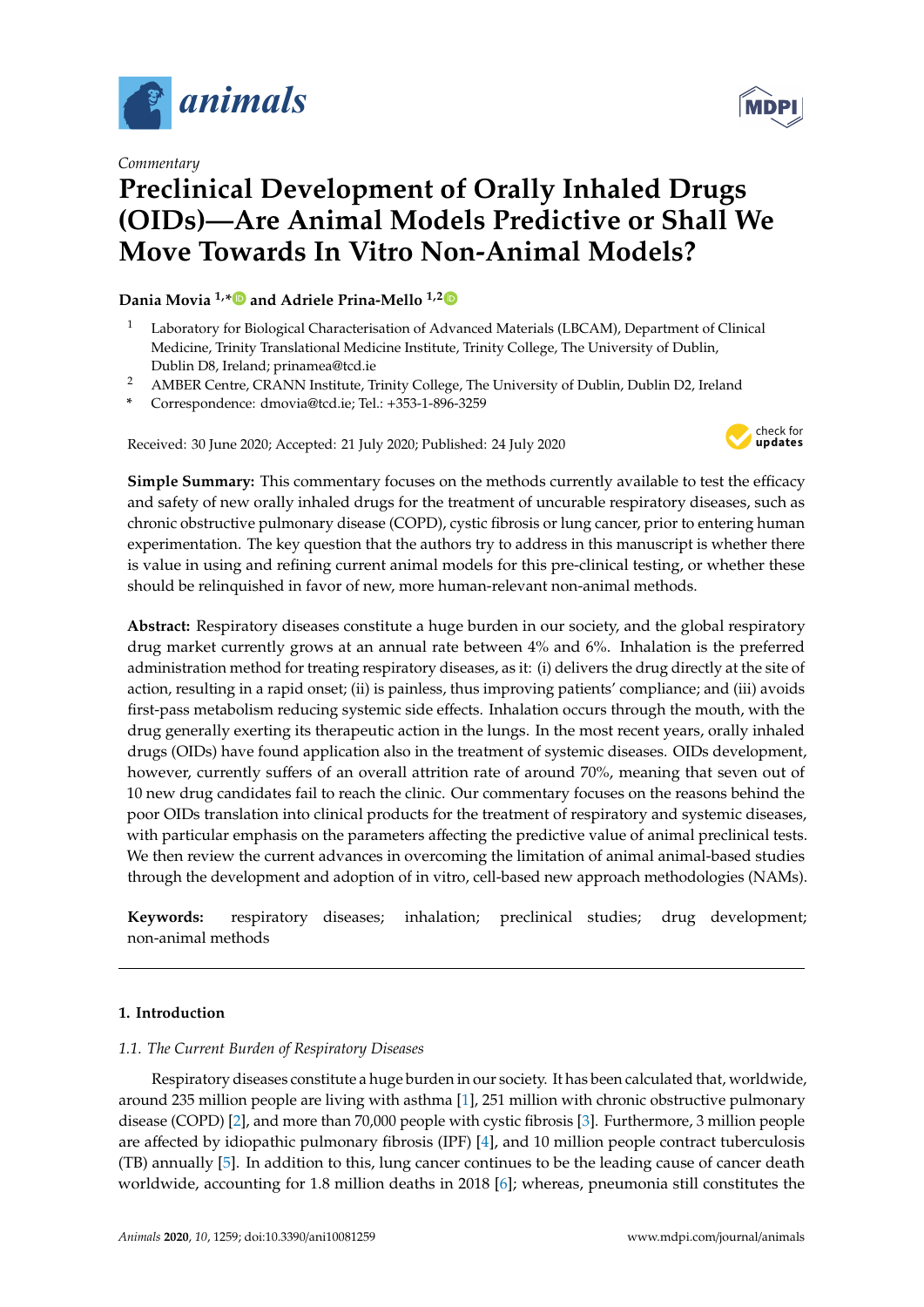*Commentary*

# Preclinical Development of Orally Inhaled Drugs (OIDs)—Are Animal Models Predictive or Shall We Move Towards In Vitro Non-Animal Models?

**Dania Movia [1,*] and Adriele Prina-Mello [1,2]**

[1] Laboratory for Biological Characterisation of Advanced Materials (LBCAM), Department of Clinical Medicine, Trinity Translational Medicine Institute, Trinity College, The University of Dublin, Dublin D8, Ireland; prinamea@tcd.ie

[2] AMBER Centre, CRANN Institute, Trinity College, The University of Dublin, Dublin D2, Ireland

[*] Correspondence: dmovia@tcd.ie; Tel.: +353-1-896-3259

Received: 30 June 2020; Accepted: 21 July 2020; Published: 24 July 2020

**Simple Summary:** This commentary focuses on the methods currently available to test the efficacy and safety of new orally inhaled drugs for the treatment of uncurable respiratory diseases, such as chronic obstructive pulmonary disease (COPD), cystic fibrosis or lung cancer, prior to entering human experimentation. The key question that the authors try to address in this manuscript is whether there is value in using and refining current animal models for this pre-clinical testing, or whether these should be relinquished in favor of new, more human-relevant non-animal methods.

**Abstract:** Respiratory diseases constitute a huge burden in our society, and the global respiratory drug market currently grows at an annual rate between 4% and 6%. Inhalation is the preferred administration method for treating respiratory diseases, as it: (i) delivers the drug directly at the site of action, resulting in a rapid onset; (ii) is painless, thus improving patients' compliance; and (iii) avoids first-pass metabolism reducing systemic side effects. Inhalation occurs through the mouth, with the drug generally exerting its therapeutic action in the lungs. In the most recent years, orally inhaled drugs (OIDs) have found application also in the treatment of systemic diseases. OIDs development, however, currently suffers of an overall attrition rate of around 70%, meaning that seven out of 10 new drug candidates fail to reach the clinic. Our commentary focuses on the reasons behind the poor OIDs translation into clinical products for the treatment of respiratory and systemic diseases, with particular emphasis on the parameters affecting the predictive value of animal preclinical tests. We then review the current advances in overcoming the limitation of animal animal-based studies through the development and adoption of in vitro, cell-based new approach methodologies (NAMs).

**Keywords:** respiratory diseases; inhalation; preclinical studies; drug development; non-animal methods

## 1. Introduction

### *1.1. The Current Burden of Respiratory Diseases*

Respiratory diseases constitute a huge burden in our society. It has been calculated that, worldwide, around 235 million people are living with asthma [1], 251 million with chronic obstructive pulmonary disease (COPD) [2], and more than 70,000 people with cystic fibrosis [3]. Furthermore, 3 million people are affected by idiopathic pulmonary fibrosis (IPF) [4], and 10 million people contract tuberculosis (TB) annually [5]. In addition to this, lung cancer continues to be the leading cause of cancer death worldwide, accounting for 1.8 million deaths in 2018 [6]; whereas, pneumonia still constitutes the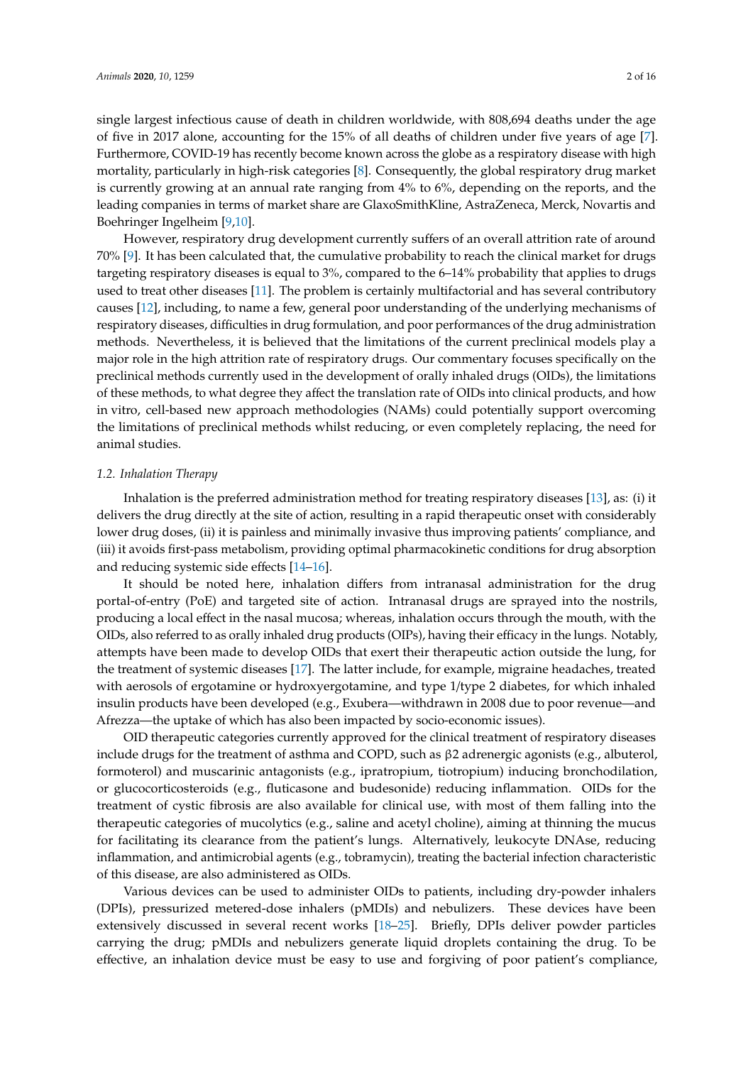single largest infectious cause of death in children worldwide, with 808,694 deaths under the age of five in 2017 alone, accounting for the 15% of all deaths of children under five years of age [7]. Furthermore, COVID-19 has recently become known across the globe as a respiratory disease with high mortality, particularly in high-risk categories [8]. Consequently, the global respiratory drug market is currently growing at an annual rate ranging from 4% to 6%, depending on the reports, and the leading companies in terms of market share are GlaxoSmithKline, AstraZeneca, Merck, Novartis and Boehringer Ingelheim [9,10].

However, respiratory drug development currently suffers of an overall attrition rate of around 70% [9]. It has been calculated that, the cumulative probability to reach the clinical market for drugs targeting respiratory diseases is equal to 3%, compared to the 6–14% probability that applies to drugs used to treat other diseases [11]. The problem is certainly multifactorial and has several contributory causes [12], including, to name a few, general poor understanding of the underlying mechanisms of respiratory diseases, difficulties in drug formulation, and poor performances of the drug administration methods. Nevertheless, it is believed that the limitations of the current preclinical models play a major role in the high attrition rate of respiratory drugs. Our commentary focuses specifically on the preclinical methods currently used in the development of orally inhaled drugs (OIDs), the limitations of these methods, to what degree they affect the translation rate of OIDs into clinical products, and how in vitro, cell-based new approach methodologies (NAMs) could potentially support overcoming the limitations of preclinical methods whilst reducing, or even completely replacing, the need for animal studies.

### *1.2. Inhalation Therapy*

Inhalation is the preferred administration method for treating respiratory diseases [13], as: (i) it delivers the drug directly at the site of action, resulting in a rapid therapeutic onset with considerably lower drug doses, (ii) it is painless and minimally invasive thus improving patients' compliance, and (iii) it avoids first-pass metabolism, providing optimal pharmacokinetic conditions for drug absorption and reducing systemic side effects [14–16].

It should be noted here, inhalation differs from intranasal administration for the drug portal-of-entry (PoE) and targeted site of action. Intranasal drugs are sprayed into the nostrils, producing a local effect in the nasal mucosa; whereas, inhalation occurs through the mouth, with the OIDs, also referred to as orally inhaled drug products (OIPs), having their efficacy in the lungs. Notably, attempts have been made to develop OIDs that exert their therapeutic action outside the lung, for the treatment of systemic diseases [17]. The latter include, for example, migraine headaches, treated with aerosols of ergotamine or hydroxyergotamine, and type 1/type 2 diabetes, for which inhaled insulin products have been developed (e.g., Exubera—withdrawn in 2008 due to poor revenue—and Afrezza—the uptake of which has also been impacted by socio-economic issues).

OID therapeutic categories currently approved for the clinical treatment of respiratory diseases include drugs for the treatment of asthma and COPD, such as β2 adrenergic agonists (e.g., albuterol, formoterol) and muscarinic antagonists (e.g., ipratropium, tiotropium) inducing bronchodilation, or glucocorticosteroids (e.g., fluticasone and budesonide) reducing inflammation. OIDs for the treatment of cystic fibrosis are also available for clinical use, with most of them falling into the therapeutic categories of mucolytics (e.g., saline and acetyl choline), aiming at thinning the mucus for facilitating its clearance from the patient's lungs. Alternatively, leukocyte DNAse, reducing inflammation, and antimicrobial agents (e.g., tobramycin), treating the bacterial infection characteristic of this disease, are also administered as OIDs.

Various devices can be used to administer OIDs to patients, including dry-powder inhalers (DPIs), pressurized metered-dose inhalers (pMDIs) and nebulizers. These devices have been extensively discussed in several recent works [18–25]. Briefly, DPIs deliver powder particles carrying the drug; pMDIs and nebulizers generate liquid droplets containing the drug. To be effective, an inhalation device must be easy to use and forgiving of poor patient's compliance,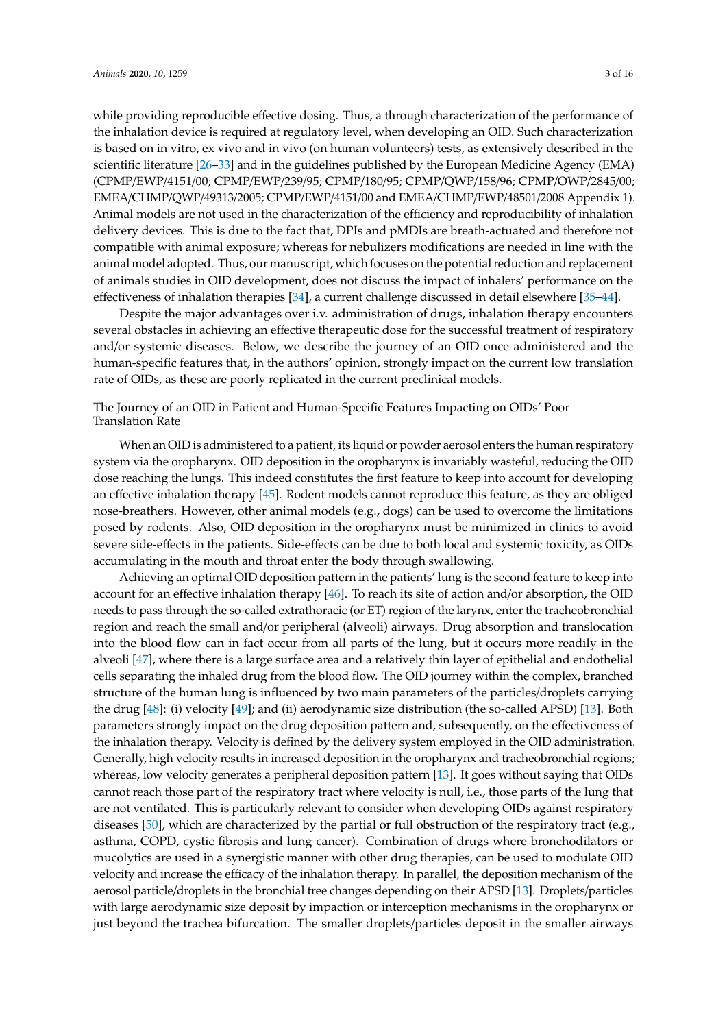while providing reproducible effective dosing. Thus, a through characterization of the performance of the inhalation device is required at regulatory level, when developing an OID. Such characterization is based on in vitro, ex vivo and in vivo (on human volunteers) tests, as extensively described in the scientific literature [26–33] and in the guidelines published by the European Medicine Agency (EMA) (CPMP/EWP/4151/00; CPMP/EWP/239/95; CPMP/180/95; CPMP/QWP/158/96; CPMP/OWP/2845/00; EMEA/CHMP/QWP/49313/2005; CPMP/EWP/4151/00 and EMEA/CHMP/EWP/48501/2008 Appendix 1). Animal models are not used in the characterization of the efficiency and reproducibility of inhalation delivery devices. This is due to the fact that, DPIs and pMDIs are breath-actuated and therefore not compatible with animal exposure; whereas for nebulizers modifications are needed in line with the animal model adopted. Thus, our manuscript, which focuses on the potential reduction and replacement of animals studies in OID development, does not discuss the impact of inhalers' performance on the effectiveness of inhalation therapies [34], a current challenge discussed in detail elsewhere [35–44].

Despite the major advantages over i.v. administration of drugs, inhalation therapy encounters several obstacles in achieving an effective therapeutic dose for the successful treatment of respiratory and/or systemic diseases. Below, we describe the journey of an OID once administered and the human-specific features that, in the authors' opinion, strongly impact on the current low translation rate of OIDs, as these are poorly replicated in the current preclinical models.

The Journey of an OID in Patient and Human-Specific Features Impacting on OIDs' Poor Translation Rate

When an OID is administered to a patient, its liquid or powder aerosol enters the human respiratory system via the oropharynx. OID deposition in the oropharynx is invariably wasteful, reducing the OID dose reaching the lungs. This indeed constitutes the first feature to keep into account for developing an effective inhalation therapy [45]. Rodent models cannot reproduce this feature, as they are obliged nose-breathers. However, other animal models (e.g., dogs) can be used to overcome the limitations posed by rodents. Also, OID deposition in the oropharynx must be minimized in clinics to avoid severe side-effects in the patients. Side-effects can be due to both local and systemic toxicity, as OIDs accumulating in the mouth and throat enter the body through swallowing.

Achieving an optimal OID deposition pattern in the patients' lung is the second feature to keep into account for an effective inhalation therapy [46]. To reach its site of action and/or absorption, the OID needs to pass through the so-called extrathoracic (or ET) region of the larynx, enter the tracheobronchial region and reach the small and/or peripheral (alveoli) airways. Drug absorption and translocation into the blood flow can in fact occur from all parts of the lung, but it occurs more readily in the alveoli [47], where there is a large surface area and a relatively thin layer of epithelial and endothelial cells separating the inhaled drug from the blood flow. The OID journey within the complex, branched structure of the human lung is influenced by two main parameters of the particles/droplets carrying the drug [48]: (i) velocity [49]; and (ii) aerodynamic size distribution (the so-called APSD) [13]. Both parameters strongly impact on the drug deposition pattern and, subsequently, on the effectiveness of the inhalation therapy. Velocity is defined by the delivery system employed in the OID administration. Generally, high velocity results in increased deposition in the oropharynx and tracheobronchial regions; whereas, low velocity generates a peripheral deposition pattern [13]. It goes without saying that OIDs cannot reach those part of the respiratory tract where velocity is null, i.e., those parts of the lung that are not ventilated. This is particularly relevant to consider when developing OIDs against respiratory diseases [50], which are characterized by the partial or full obstruction of the respiratory tract (e.g., asthma, COPD, cystic fibrosis and lung cancer). Combination of drugs where bronchodilators or mucolytics are used in a synergistic manner with other drug therapies, can be used to modulate OID velocity and increase the efficacy of the inhalation therapy. In parallel, the deposition mechanism of the aerosol particle/droplets in the bronchial tree changes depending on their APSD [13]. Droplets/particles with large aerodynamic size deposit by impaction or interception mechanisms in the oropharynx or just beyond the trachea bifurcation. The smaller droplets/particles deposit in the smaller airways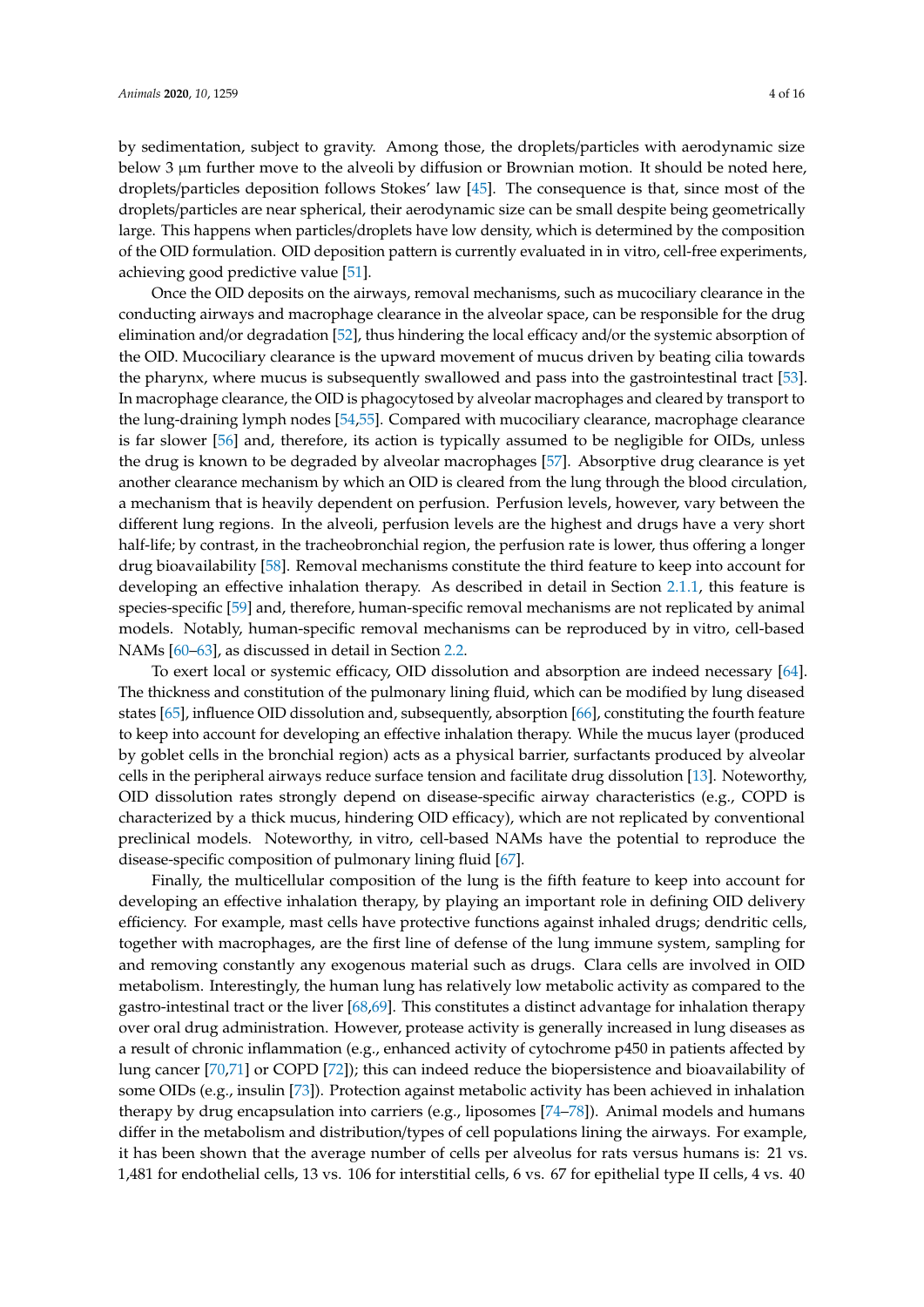by sedimentation, subject to gravity. Among those, the droplets/particles with aerodynamic size below 3 μm further move to the alveoli by diffusion or Brownian motion. It should be noted here, droplets/particles deposition follows Stokes' law [45]. The consequence is that, since most of the droplets/particles are near spherical, their aerodynamic size can be small despite being geometrically large. This happens when particles/droplets have low density, which is determined by the composition of the OID formulation. OID deposition pattern is currently evaluated in in vitro, cell-free experiments, achieving good predictive value [51].

Once the OID deposits on the airways, removal mechanisms, such as mucociliary clearance in the conducting airways and macrophage clearance in the alveolar space, can be responsible for the drug elimination and/or degradation [52], thus hindering the local efficacy and/or the systemic absorption of the OID. Mucociliary clearance is the upward movement of mucus driven by beating cilia towards the pharynx, where mucus is subsequently swallowed and pass into the gastrointestinal tract [53]. In macrophage clearance, the OID is phagocytosed by alveolar macrophages and cleared by transport to the lung-draining lymph nodes [54,55]. Compared with mucociliary clearance, macrophage clearance is far slower [56] and, therefore, its action is typically assumed to be negligible for OIDs, unless the drug is known to be degraded by alveolar macrophages [57]. Absorptive drug clearance is yet another clearance mechanism by which an OID is cleared from the lung through the blood circulation, a mechanism that is heavily dependent on perfusion. Perfusion levels, however, vary between the different lung regions. In the alveoli, perfusion levels are the highest and drugs have a very short half-life; by contrast, in the tracheobronchial region, the perfusion rate is lower, thus offering a longer drug bioavailability [58]. Removal mechanisms constitute the third feature to keep into account for developing an effective inhalation therapy. As described in detail in Section 2.1.1, this feature is species-specific [59] and, therefore, human-specific removal mechanisms are not replicated by animal models. Notably, human-specific removal mechanisms can be reproduced by in vitro, cell-based NAMs [60–63], as discussed in detail in Section 2.2.

To exert local or systemic efficacy, OID dissolution and absorption are indeed necessary [64]. The thickness and constitution of the pulmonary lining fluid, which can be modified by lung diseased states [65], influence OID dissolution and, subsequently, absorption [66], constituting the fourth feature to keep into account for developing an effective inhalation therapy. While the mucus layer (produced by goblet cells in the bronchial region) acts as a physical barrier, surfactants produced by alveolar cells in the peripheral airways reduce surface tension and facilitate drug dissolution [13]. Noteworthy, OID dissolution rates strongly depend on disease-specific airway characteristics (e.g., COPD is characterized by a thick mucus, hindering OID efficacy), which are not replicated by conventional preclinical models. Noteworthy, in vitro, cell-based NAMs have the potential to reproduce the disease-specific composition of pulmonary lining fluid [67].

Finally, the multicellular composition of the lung is the fifth feature to keep into account for developing an effective inhalation therapy, by playing an important role in defining OID delivery efficiency. For example, mast cells have protective functions against inhaled drugs; dendritic cells, together with macrophages, are the first line of defense of the lung immune system, sampling for and removing constantly any exogenous material such as drugs. Clara cells are involved in OID metabolism. Interestingly, the human lung has relatively low metabolic activity as compared to the gastro-intestinal tract or the liver [68,69]. This constitutes a distinct advantage for inhalation therapy over oral drug administration. However, protease activity is generally increased in lung diseases as a result of chronic inflammation (e.g., enhanced activity of cytochrome p450 in patients affected by lung cancer [70,71] or COPD [72]); this can indeed reduce the biopersistence and bioavailability of some OIDs (e.g., insulin [73]). Protection against metabolic activity has been achieved in inhalation therapy by drug encapsulation into carriers (e.g., liposomes [74–78]). Animal models and humans differ in the metabolism and distribution/types of cell populations lining the airways. For example, it has been shown that the average number of cells per alveolus for rats versus humans is: 21 vs. 1,481 for endothelial cells, 13 vs. 106 for interstitial cells, 6 vs. 67 for epithelial type II cells, 4 vs. 40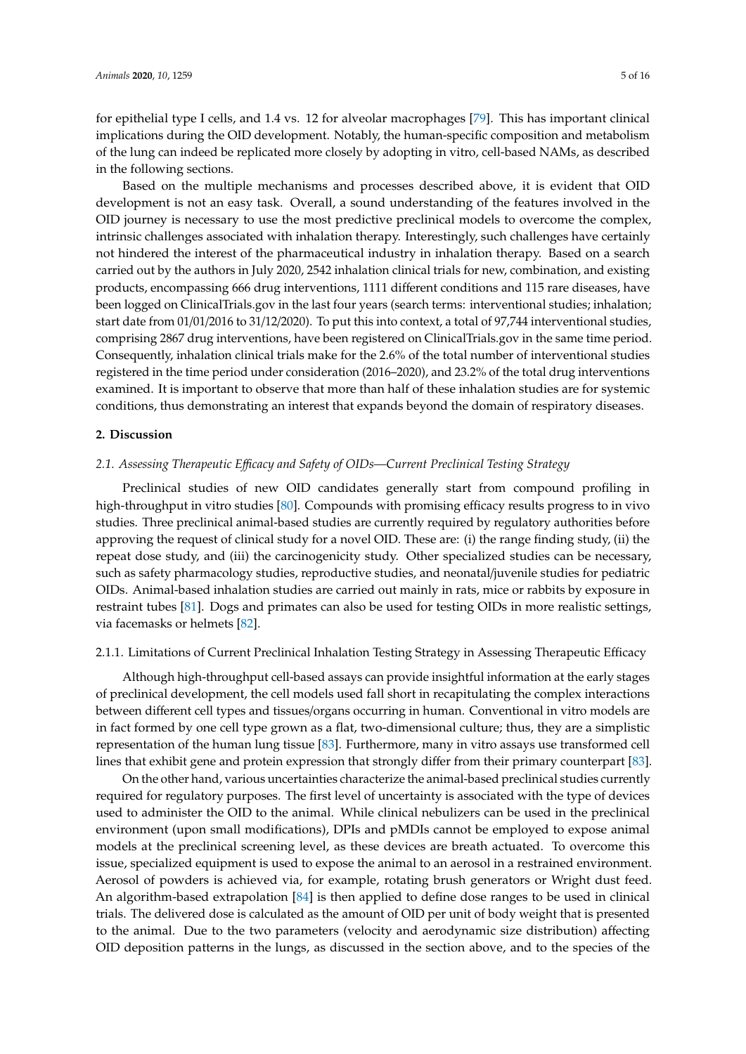for epithelial type I cells, and 1.4 vs. 12 for alveolar macrophages [79]. This has important clinical implications during the OID development. Notably, the human-specific composition and metabolism of the lung can indeed be replicated more closely by adopting in vitro, cell-based NAMs, as described in the following sections.

Based on the multiple mechanisms and processes described above, it is evident that OID development is not an easy task. Overall, a sound understanding of the features involved in the OID journey is necessary to use the most predictive preclinical models to overcome the complex, intrinsic challenges associated with inhalation therapy. Interestingly, such challenges have certainly not hindered the interest of the pharmaceutical industry in inhalation therapy. Based on a search carried out by the authors in July 2020, 2542 inhalation clinical trials for new, combination, and existing products, encompassing 666 drug interventions, 1111 different conditions and 115 rare diseases, have been logged on ClinicalTrials.gov in the last four years (search terms: interventional studies; inhalation; start date from 01/01/2016 to 31/12/2020). To put this into context, a total of 97,744 interventional studies, comprising 2867 drug interventions, have been registered on ClinicalTrials.gov in the same time period. Consequently, inhalation clinical trials make for the 2.6% of the total number of interventional studies registered in the time period under consideration (2016–2020), and 23.2% of the total drug interventions examined. It is important to observe that more than half of these inhalation studies are for systemic conditions, thus demonstrating an interest that expands beyond the domain of respiratory diseases.

## 2. Discussion

### 2.1. Assessing Therapeutic Efficacy and Safety of OIDs—Current Preclinical Testing Strategy

Preclinical studies of new OID candidates generally start from compound profiling in high-throughput in vitro studies [80]. Compounds with promising efficacy results progress to in vivo studies. Three preclinical animal-based studies are currently required by regulatory authorities before approving the request of clinical study for a novel OID. These are: (i) the range finding study, (ii) the repeat dose study, and (iii) the carcinogenicity study. Other specialized studies can be necessary, such as safety pharmacology studies, reproductive studies, and neonatal/juvenile studies for pediatric OIDs. Animal-based inhalation studies are carried out mainly in rats, mice or rabbits by exposure in restraint tubes [81]. Dogs and primates can also be used for testing OIDs in more realistic settings, via facemasks or helmets [82].

#### 2.1.1. Limitations of Current Preclinical Inhalation Testing Strategy in Assessing Therapeutic Efficacy

Although high-throughput cell-based assays can provide insightful information at the early stages of preclinical development, the cell models used fall short in recapitulating the complex interactions between different cell types and tissues/organs occurring in human. Conventional in vitro models are in fact formed by one cell type grown as a flat, two-dimensional culture; thus, they are a simplistic representation of the human lung tissue [83]. Furthermore, many in vitro assays use transformed cell lines that exhibit gene and protein expression that strongly differ from their primary counterpart [83].

On the other hand, various uncertainties characterize the animal-based preclinical studies currently required for regulatory purposes. The first level of uncertainty is associated with the type of devices used to administer the OID to the animal. While clinical nebulizers can be used in the preclinical environment (upon small modifications), DPIs and pMDIs cannot be employed to expose animal models at the preclinical screening level, as these devices are breath actuated. To overcome this issue, specialized equipment is used to expose the animal to an aerosol in a restrained environment. Aerosol of powders is achieved via, for example, rotating brush generators or Wright dust feed. An algorithm-based extrapolation [84] is then applied to define dose ranges to be used in clinical trials. The delivered dose is calculated as the amount of OID per unit of body weight that is presented to the animal. Due to the two parameters (velocity and aerodynamic size distribution) affecting OID deposition patterns in the lungs, as discussed in the section above, and to the species of the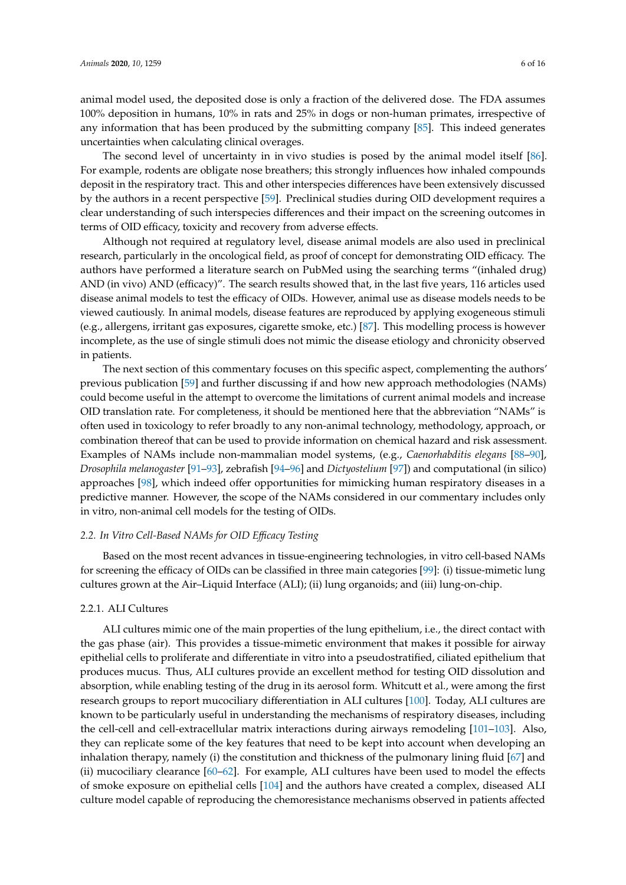animal model used, the deposited dose is only a fraction of the delivered dose. The FDA assumes 100% deposition in humans, 10% in rats and 25% in dogs or non-human primates, irrespective of any information that has been produced by the submitting company [85]. This indeed generates uncertainties when calculating clinical overages.

The second level of uncertainty in in vivo studies is posed by the animal model itself [86]. For example, rodents are obligate nose breathers; this strongly influences how inhaled compounds deposit in the respiratory tract. This and other interspecies differences have been extensively discussed by the authors in a recent perspective [59]. Preclinical studies during OID development requires a clear understanding of such interspecies differences and their impact on the screening outcomes in terms of OID efficacy, toxicity and recovery from adverse effects.

Although not required at regulatory level, disease animal models are also used in preclinical research, particularly in the oncological field, as proof of concept for demonstrating OID efficacy. The authors have performed a literature search on PubMed using the searching terms "(inhaled drug) AND (in vivo) AND (efficacy)". The search results showed that, in the last five years, 116 articles used disease animal models to test the efficacy of OIDs. However, animal use as disease models needs to be viewed cautiously. In animal models, disease features are reproduced by applying exogeneous stimuli (e.g., allergens, irritant gas exposures, cigarette smoke, etc.) [87]. This modelling process is however incomplete, as the use of single stimuli does not mimic the disease etiology and chronicity observed in patients.

The next section of this commentary focuses on this specific aspect, complementing the authors' previous publication [59] and further discussing if and how new approach methodologies (NAMs) could become useful in the attempt to overcome the limitations of current animal models and increase OID translation rate. For completeness, it should be mentioned here that the abbreviation "NAMs" is often used in toxicology to refer broadly to any non-animal technology, methodology, approach, or combination thereof that can be used to provide information on chemical hazard and risk assessment. Examples of NAMs include non-mammalian model systems, (e.g., *Caenorhabditis elegans* [88–90], *Drosophila melanogaster* [91–93], zebrafish [94–96] and *Dictyostelium* [97]) and computational (in silico) approaches [98], which indeed offer opportunities for mimicking human respiratory diseases in a predictive manner. However, the scope of the NAMs considered in our commentary includes only in vitro, non-animal cell models for the testing of OIDs.

### 2.2. In Vitro Cell-Based NAMs for OID Efficacy Testing

Based on the most recent advances in tissue-engineering technologies, in vitro cell-based NAMs for screening the efficacy of OIDs can be classified in three main categories [99]: (i) tissue-mimetic lung cultures grown at the Air–Liquid Interface (ALI); (ii) lung organoids; and (iii) lung-on-chip.

#### 2.2.1. ALI Cultures

ALI cultures mimic one of the main properties of the lung epithelium, i.e., the direct contact with the gas phase (air). This provides a tissue-mimetic environment that makes it possible for airway epithelial cells to proliferate and differentiate in vitro into a pseudostratified, ciliated epithelium that produces mucus. Thus, ALI cultures provide an excellent method for testing OID dissolution and absorption, while enabling testing of the drug in its aerosol form. Whitcutt et al., were among the first research groups to report mucociliary differentiation in ALI cultures [100]. Today, ALI cultures are known to be particularly useful in understanding the mechanisms of respiratory diseases, including the cell-cell and cell-extracellular matrix interactions during airways remodeling [101–103]. Also, they can replicate some of the key features that need to be kept into account when developing an inhalation therapy, namely (i) the constitution and thickness of the pulmonary lining fluid [67] and (ii) mucociliary clearance [60–62]. For example, ALI cultures have been used to model the effects of smoke exposure on epithelial cells [104] and the authors have created a complex, diseased ALI culture model capable of reproducing the chemoresistance mechanisms observed in patients affected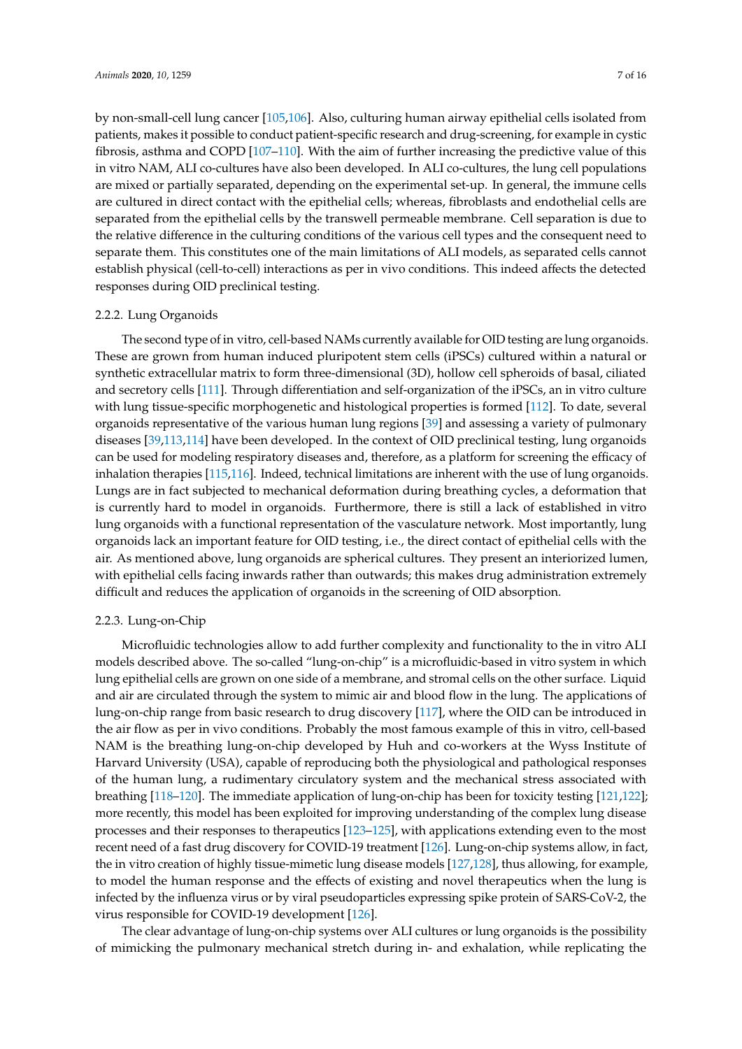by non-small-cell lung cancer [105,106]. Also, culturing human airway epithelial cells isolated from patients, makes it possible to conduct patient-specific research and drug-screening, for example in cystic fibrosis, asthma and COPD [107–110]. With the aim of further increasing the predictive value of this in vitro NAM, ALI co-cultures have also been developed. In ALI co-cultures, the lung cell populations are mixed or partially separated, depending on the experimental set-up. In general, the immune cells are cultured in direct contact with the epithelial cells; whereas, fibroblasts and endothelial cells are separated from the epithelial cells by the transwell permeable membrane. Cell separation is due to the relative difference in the culturing conditions of the various cell types and the consequent need to separate them. This constitutes one of the main limitations of ALI models, as separated cells cannot establish physical (cell-to-cell) interactions as per in vivo conditions. This indeed affects the detected responses during OID preclinical testing.

#### 2.2.2. Lung Organoids

The second type of in vitro, cell-based NAMs currently available for OID testing are lung organoids. These are grown from human induced pluripotent stem cells (iPSCs) cultured within a natural or synthetic extracellular matrix to form three-dimensional (3D), hollow cell spheroids of basal, ciliated and secretory cells [111]. Through differentiation and self-organization of the iPSCs, an in vitro culture with lung tissue-specific morphogenetic and histological properties is formed [112]. To date, several organoids representative of the various human lung regions [39] and assessing a variety of pulmonary diseases [39,113,114] have been developed. In the context of OID preclinical testing, lung organoids can be used for modeling respiratory diseases and, therefore, as a platform for screening the efficacy of inhalation therapies [115,116]. Indeed, technical limitations are inherent with the use of lung organoids. Lungs are in fact subjected to mechanical deformation during breathing cycles, a deformation that is currently hard to model in organoids. Furthermore, there is still a lack of established in vitro lung organoids with a functional representation of the vasculature network. Most importantly, lung organoids lack an important feature for OID testing, i.e., the direct contact of epithelial cells with the air. As mentioned above, lung organoids are spherical cultures. They present an interiorized lumen, with epithelial cells facing inwards rather than outwards; this makes drug administration extremely difficult and reduces the application of organoids in the screening of OID absorption.

#### 2.2.3. Lung-on-Chip

Microfluidic technologies allow to add further complexity and functionality to the in vitro ALI models described above. The so-called "lung-on-chip" is a microfluidic-based in vitro system in which lung epithelial cells are grown on one side of a membrane, and stromal cells on the other surface. Liquid and air are circulated through the system to mimic air and blood flow in the lung. The applications of lung-on-chip range from basic research to drug discovery [117], where the OID can be introduced in the air flow as per in vivo conditions. Probably the most famous example of this in vitro, cell-based NAM is the breathing lung-on-chip developed by Huh and co-workers at the Wyss Institute of Harvard University (USA), capable of reproducing both the physiological and pathological responses of the human lung, a rudimentary circulatory system and the mechanical stress associated with breathing [118–120]. The immediate application of lung-on-chip has been for toxicity testing [121,122]; more recently, this model has been exploited for improving understanding of the complex lung disease processes and their responses to therapeutics [123–125], with applications extending even to the most recent need of a fast drug discovery for COVID-19 treatment [126]. Lung-on-chip systems allow, in fact, the in vitro creation of highly tissue-mimetic lung disease models [127,128], thus allowing, for example, to model the human response and the effects of existing and novel therapeutics when the lung is infected by the influenza virus or by viral pseudoparticles expressing spike protein of SARS-CoV-2, the virus responsible for COVID-19 development [126].

The clear advantage of lung-on-chip systems over ALI cultures or lung organoids is the possibility of mimicking the pulmonary mechanical stretch during in- and exhalation, while replicating the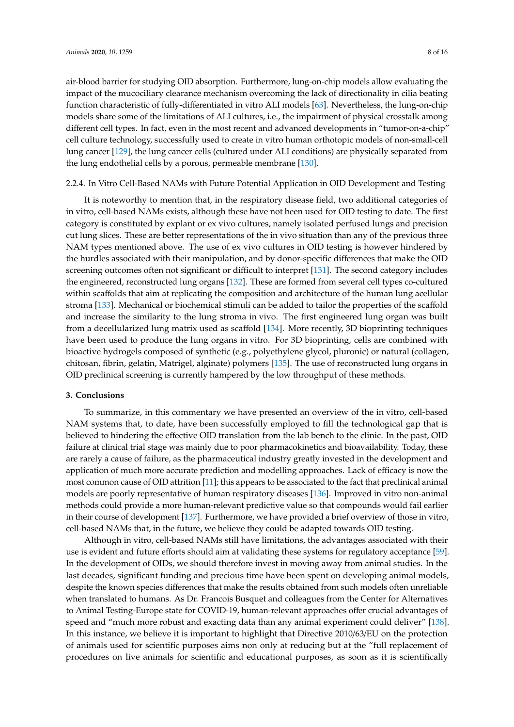air-blood barrier for studying OID absorption. Furthermore, lung-on-chip models allow evaluating the impact of the mucociliary clearance mechanism overcoming the lack of directionality in cilia beating function characteristic of fully-differentiated in vitro ALI models [63]. Nevertheless, the lung-on-chip models share some of the limitations of ALI cultures, i.e., the impairment of physical crosstalk among different cell types. In fact, even in the most recent and advanced developments in "tumor-on-a-chip" cell culture technology, successfully used to create in vitro human orthotopic models of non-small-cell lung cancer [129], the lung cancer cells (cultured under ALI conditions) are physically separated from the lung endothelial cells by a porous, permeable membrane [130].

#### 2.2.4. In Vitro Cell-Based NAMs with Future Potential Application in OID Development and Testing

It is noteworthy to mention that, in the respiratory disease field, two additional categories of in vitro, cell-based NAMs exists, although these have not been used for OID testing to date. The first category is constituted by explant or ex vivo cultures, namely isolated perfused lungs and precision cut lung slices. These are better representations of the in vivo situation than any of the previous three NAM types mentioned above. The use of ex vivo cultures in OID testing is however hindered by the hurdles associated with their manipulation, and by donor-specific differences that make the OID screening outcomes often not significant or difficult to interpret [131]. The second category includes the engineered, reconstructed lung organs [132]. These are formed from several cell types co-cultured within scaffolds that aim at replicating the composition and architecture of the human lung acellular stroma [133]. Mechanical or biochemical stimuli can be added to tailor the properties of the scaffold and increase the similarity to the lung stroma in vivo. The first engineered lung organ was built from a decellularized lung matrix used as scaffold [134]. More recently, 3D bioprinting techniques have been used to produce the lung organs in vitro. For 3D bioprinting, cells are combined with bioactive hydrogels composed of synthetic (e.g., polyethylene glycol, pluronic) or natural (collagen, chitosan, fibrin, gelatin, Matrigel, alginate) polymers [135]. The use of reconstructed lung organs in OID preclinical screening is currently hampered by the low throughput of these methods.

## 3. Conclusions

To summarize, in this commentary we have presented an overview of the in vitro, cell-based NAM systems that, to date, have been successfully employed to fill the technological gap that is believed to hindering the effective OID translation from the lab bench to the clinic. In the past, OID failure at clinical trial stage was mainly due to poor pharmacokinetics and bioavailability. Today, these are rarely a cause of failure, as the pharmaceutical industry greatly invested in the development and application of much more accurate prediction and modelling approaches. Lack of efficacy is now the most common cause of OID attrition [11]; this appears to be associated to the fact that preclinical animal models are poorly representative of human respiratory diseases [136]. Improved in vitro non-animal methods could provide a more human-relevant predictive value so that compounds would fail earlier in their course of development [137]. Furthermore, we have provided a brief overview of those in vitro, cell-based NAMs that, in the future, we believe they could be adapted towards OID testing.

Although in vitro, cell-based NAMs still have limitations, the advantages associated with their use is evident and future efforts should aim at validating these systems for regulatory acceptance [59]. In the development of OIDs, we should therefore invest in moving away from animal studies. In the last decades, significant funding and precious time have been spent on developing animal models, despite the known species differences that make the results obtained from such models often unreliable when translated to humans. As Dr. Francois Busquet and colleagues from the Center for Alternatives to Animal Testing-Europe state for COVID-19, human-relevant approaches offer crucial advantages of speed and "much more robust and exacting data than any animal experiment could deliver" [138]. In this instance, we believe it is important to highlight that Directive 2010/63/EU on the protection of animals used for scientific purposes aims non only at reducing but at the "full replacement of procedures on live animals for scientific and educational purposes, as soon as it is scientifically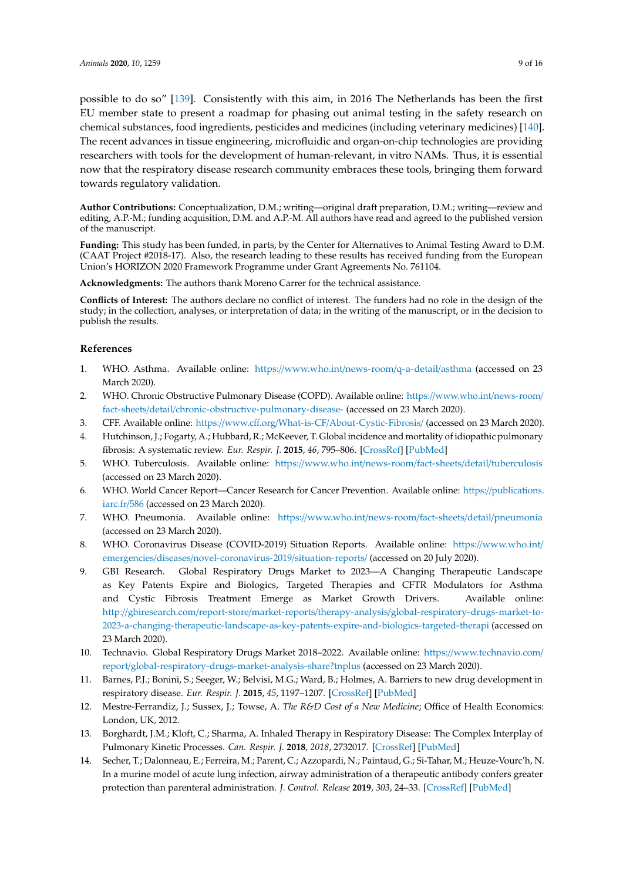possible to do so" [139]. Consistently with this aim, in 2016 The Netherlands has been the first EU member state to present a roadmap for phasing out animal testing in the safety research on chemical substances, food ingredients, pesticides and medicines (including veterinary medicines) [140]. The recent advances in tissue engineering, microfluidic and organ-on-chip technologies are providing researchers with tools for the development of human-relevant, in vitro NAMs. Thus, it is essential now that the respiratory disease research community embraces these tools, bringing them forward towards regulatory validation.

**Author Contributions:** Conceptualization, D.M.; writing—original draft preparation, D.M.; writing—review and editing, A.P.-M.; funding acquisition, D.M. and A.P.-M. All authors have read and agreed to the published version of the manuscript.

**Funding:** This study has been funded, in parts, by the Center for Alternatives to Animal Testing Award to D.M. (CAAT Project #2018-17). Also, the research leading to these results has received funding from the European Union's HORIZON 2020 Framework Programme under Grant Agreements No. 761104.

**Acknowledgments:** The authors thank Moreno Carrer for the technical assistance.

**Conflicts of Interest:** The authors declare no conflict of interest. The funders had no role in the design of the study; in the collection, analyses, or interpretation of data; in the writing of the manuscript, or in the decision to publish the results.

## References

1. WHO. Asthma. Available online: https://www.who.int/news-room/q-a-detail/asthma (accessed on 23 March 2020).
2. WHO. Chronic Obstructive Pulmonary Disease (COPD). Available online: https://www.who.int/news-room/fact-sheets/detail/chronic-obstructive-pulmonary-disease- (accessed on 23 March 2020).
3. CFF. Available online: https://www.cff.org/What-is-CF/About-Cystic-Fibrosis/ (accessed on 23 March 2020).
4. Hutchinson, J.; Fogarty, A.; Hubbard, R.; McKeever, T. Global incidence and mortality of idiopathic pulmonary fibrosis: A systematic review. *Eur. Respir. J.* **2015**, *46*, 795–806. [CrossRef] [PubMed]
5. WHO. Tuberculosis. Available online: https://www.who.int/news-room/fact-sheets/detail/tuberculosis (accessed on 23 March 2020).
6. WHO. World Cancer Report—Cancer Research for Cancer Prevention. Available online: https://publications.iarc.fr/586 (accessed on 23 March 2020).
7. WHO. Pneumonia. Available online: https://www.who.int/news-room/fact-sheets/detail/pneumonia (accessed on 23 March 2020).
8. WHO. Coronavirus Disease (COVID-2019) Situation Reports. Available online: https://www.who.int/emergencies/diseases/novel-coronavirus-2019/situation-reports/ (accessed on 20 July 2020).
9. GBI Research. Global Respiratory Drugs Market to 2023—A Changing Therapeutic Landscape as Key Patents Expire and Biologics, Targeted Therapies and CFTR Modulators for Asthma and Cystic Fibrosis Treatment Emerge as Market Growth Drivers. Available online: http://gbiresearch.com/report-store/market-reports/therapy-analysis/global-respiratory-drugs-market-to-2023-a-changing-therapeutic-landscape-as-key-patents-expire-and-biologics-targeted-therapi (accessed on 23 March 2020).
10. Technavio. Global Respiratory Drugs Market 2018–2022. Available online: https://www.technavio.com/report/global-respiratory-drugs-market-analysis-share?tnplus (accessed on 23 March 2020).
11. Barnes, P.J.; Bonini, S.; Seeger, W.; Belvisi, M.G.; Ward, B.; Holmes, A. Barriers to new drug development in respiratory disease. *Eur. Respir. J.* **2015**, *45*, 1197–1207. [CrossRef] [PubMed]
12. Mestre-Ferrandiz, J.; Sussex, J.; Towse, A. *The R&D Cost of a New Medicine*; Office of Health Economics: London, UK, 2012.
13. Borghardt, J.M.; Kloft, C.; Sharma, A. Inhaled Therapy in Respiratory Disease: The Complex Interplay of Pulmonary Kinetic Processes. *Can. Respir. J.* **2018**, *2018*, 2732017. [CrossRef] [PubMed]
14. Secher, T.; Dalonneau, E.; Ferreira, M.; Parent, C.; Azzopardi, N.; Paintaud, G.; Si-Tahar, M.; Heuze-Vourc'h, N. In a murine model of acute lung infection, airway administration of a therapeutic antibody confers greater protection than parenteral administration. *J. Control. Release* **2019**, *303*, 24–33. [CrossRef] [PubMed]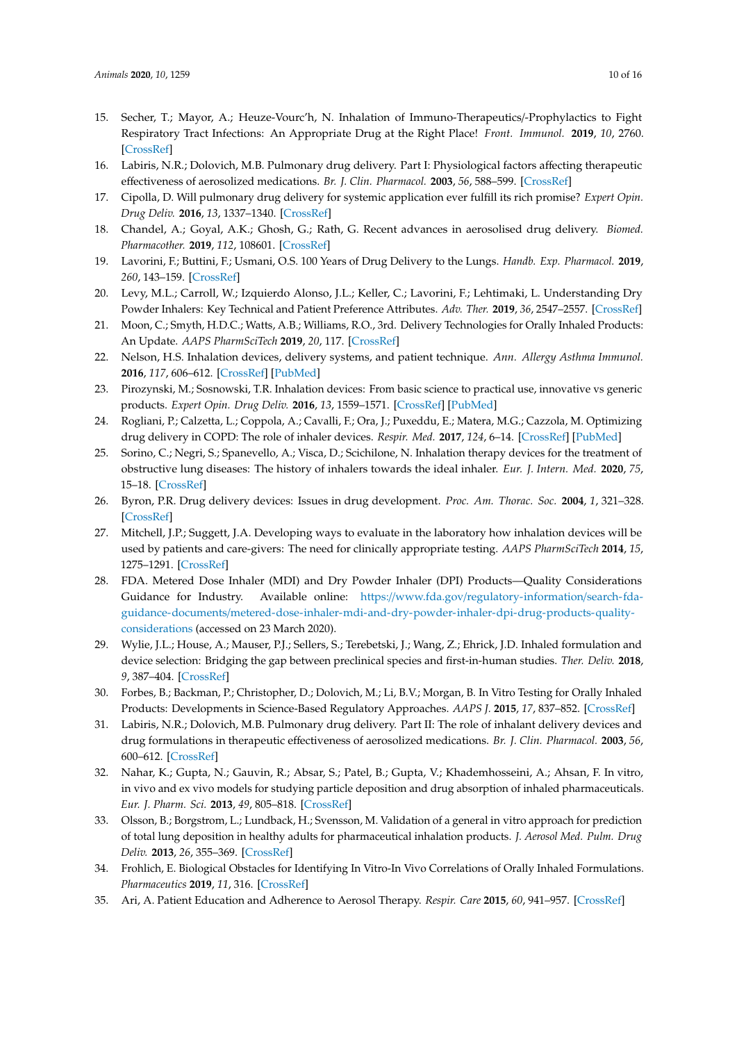15. Secher, T.; Mayor, A.; Heuze-Vourc'h, N. Inhalation of Immuno-Therapeutics/-Prophylactics to Fight Respiratory Tract Infections: An Appropriate Drug at the Right Place! *Front. Immunol.* **2019**, *10*, 2760. [CrossRef]
16. Labiris, N.R.; Dolovich, M.B. Pulmonary drug delivery. Part I: Physiological factors affecting therapeutic effectiveness of aerosolized medications. *Br. J. Clin. Pharmacol.* **2003**, *56*, 588–599. [CrossRef]
17. Cipolla, D. Will pulmonary drug delivery for systemic application ever fulfill its rich promise? *Expert Opin. Drug Deliv.* **2016**, *13*, 1337–1340. [CrossRef]
18. Chandel, A.; Goyal, A.K.; Ghosh, G.; Rath, G. Recent advances in aerosolised drug delivery. *Biomed. Pharmacother.* **2019**, *112*, 108601. [CrossRef]
19. Lavorini, F.; Buttini, F.; Usmani, O.S. 100 Years of Drug Delivery to the Lungs. *Handb. Exp. Pharmacol.* **2019**, *260*, 143–159. [CrossRef]
20. Levy, M.L.; Carroll, W.; Izquierdo Alonso, J.L.; Keller, C.; Lavorini, F.; Lehtimaki, L. Understanding Dry Powder Inhalers: Key Technical and Patient Preference Attributes. *Adv. Ther.* **2019**, *36*, 2547–2557. [CrossRef]
21. Moon, C.; Smyth, H.D.C.; Watts, A.B.; Williams, R.O., 3rd. Delivery Technologies for Orally Inhaled Products: An Update. *AAPS PharmSciTech* **2019**, *20*, 117. [CrossRef]
22. Nelson, H.S. Inhalation devices, delivery systems, and patient technique. *Ann. Allergy Asthma Immunol.* **2016**, *117*, 606–612. [CrossRef] [PubMed]
23. Pirozynski, M.; Sosnowski, T.R. Inhalation devices: From basic science to practical use, innovative vs generic products. *Expert Opin. Drug Deliv.* **2016**, *13*, 1559–1571. [CrossRef] [PubMed]
24. Rogliani, P.; Calzetta, L.; Coppola, A.; Cavalli, F.; Ora, J.; Puxeddu, E.; Matera, M.G.; Cazzola, M. Optimizing drug delivery in COPD: The role of inhaler devices. *Respir. Med.* **2017**, *124*, 6–14. [CrossRef] [PubMed]
25. Sorino, C.; Negri, S.; Spanevello, A.; Visca, D.; Scichilone, N. Inhalation therapy devices for the treatment of obstructive lung diseases: The history of inhalers towards the ideal inhaler. *Eur. J. Intern. Med.* **2020**, *75*, 15–18. [CrossRef]
26. Byron, P.R. Drug delivery devices: Issues in drug development. *Proc. Am. Thorac. Soc.* **2004**, *1*, 321–328. [CrossRef]
27. Mitchell, J.P.; Suggett, J.A. Developing ways to evaluate in the laboratory how inhalation devices will be used by patients and care-givers: The need for clinically appropriate testing. *AAPS PharmSciTech* **2014**, *15*, 1275–1291. [CrossRef]
28. FDA. Metered Dose Inhaler (MDI) and Dry Powder Inhaler (DPI) Products—Quality Considerations Guidance for Industry. Available online: https://www.fda.gov/regulatory-information/search-fda-guidance-documents/metered-dose-inhaler-mdi-and-dry-powder-inhaler-dpi-drug-products-quality-considerations (accessed on 23 March 2020).
29. Wylie, J.L.; House, A.; Mauser, P.J.; Sellers, S.; Terebetski, J.; Wang, Z.; Ehrick, J.D. Inhaled formulation and device selection: Bridging the gap between preclinical species and first-in-human studies. *Ther. Deliv.* **2018**, *9*, 387–404. [CrossRef]
30. Forbes, B.; Backman, P.; Christopher, D.; Dolovich, M.; Li, B.V.; Morgan, B. In Vitro Testing for Orally Inhaled Products: Developments in Science-Based Regulatory Approaches. *AAPS J.* **2015**, *17*, 837–852. [CrossRef]
31. Labiris, N.R.; Dolovich, M.B. Pulmonary drug delivery. Part II: The role of inhalant delivery devices and drug formulations in therapeutic effectiveness of aerosolized medications. *Br. J. Clin. Pharmacol.* **2003**, *56*, 600–612. [CrossRef]
32. Nahar, K.; Gupta, N.; Gauvin, R.; Absar, S.; Patel, B.; Gupta, V.; Khademhosseini, A.; Ahsan, F. In vitro, in vivo and ex vivo models for studying particle deposition and drug absorption of inhaled pharmaceuticals. *Eur. J. Pharm. Sci.* **2013**, *49*, 805–818. [CrossRef]
33. Olsson, B.; Borgstrom, L.; Lundback, H.; Svensson, M. Validation of a general in vitro approach for prediction of total lung deposition in healthy adults for pharmaceutical inhalation products. *J. Aerosol Med. Pulm. Drug Deliv.* **2013**, *26*, 355–369. [CrossRef]
34. Frohlich, E. Biological Obstacles for Identifying In Vitro-In Vivo Correlations of Orally Inhaled Formulations. *Pharmaceutics* **2019**, *11*, 316. [CrossRef]
35. Ari, A. Patient Education and Adherence to Aerosol Therapy. *Respir. Care* **2015**, *60*, 941–957. [CrossRef]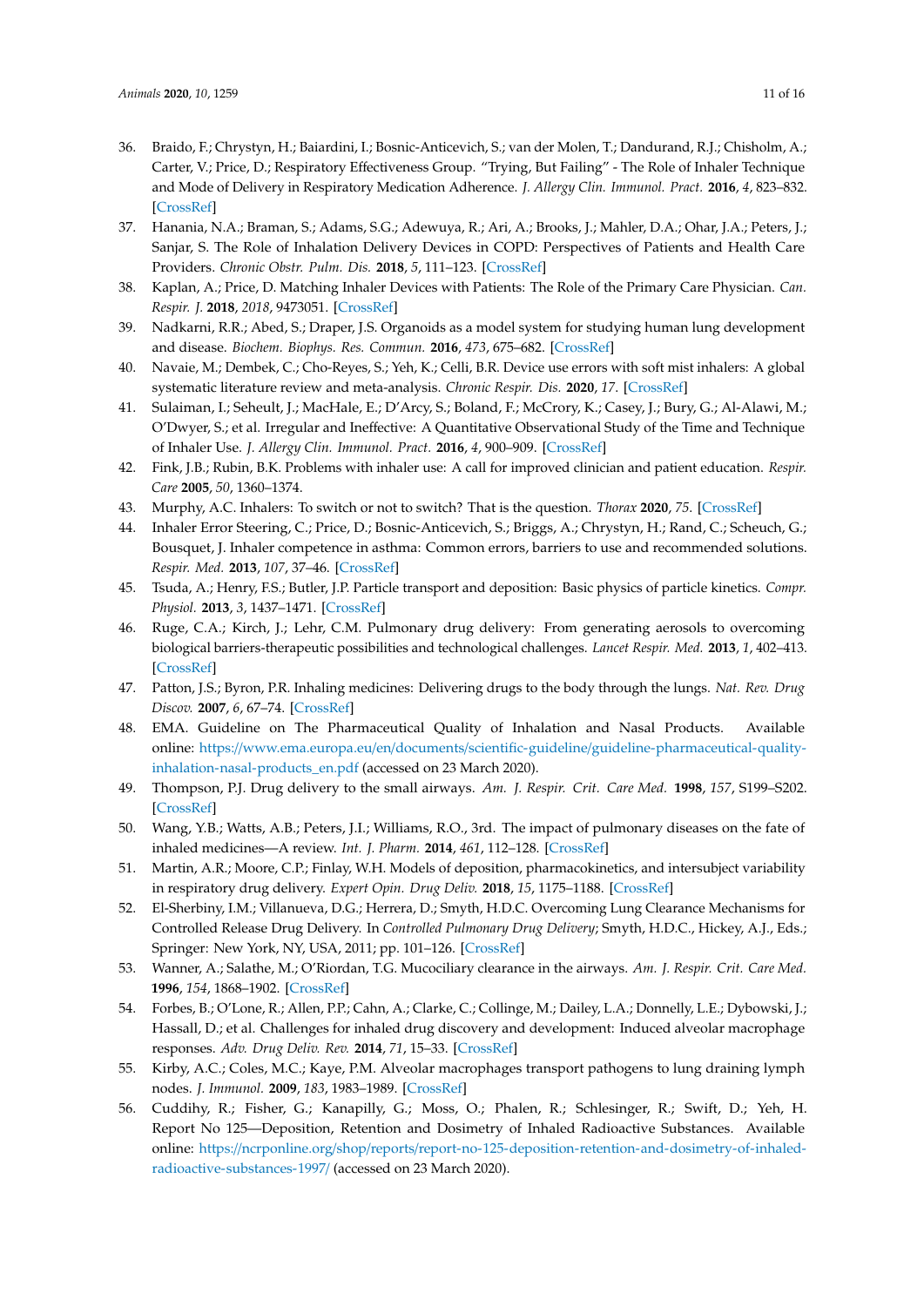36. Braido, F.; Chrystyn, H.; Baiardini, I.; Bosnic-Anticevich, S.; van der Molen, T.; Dandurand, R.J.; Chisholm, A.; Carter, V.; Price, D.; Respiratory Effectiveness Group. "Trying, But Failing" - The Role of Inhaler Technique and Mode of Delivery in Respiratory Medication Adherence. *J. Allergy Clin. Immunol. Pract.* **2016**, *4*, 823–832. [CrossRef]
37. Hanania, N.A.; Braman, S.; Adams, S.G.; Adewuya, R.; Ari, A.; Brooks, J.; Mahler, D.A.; Ohar, J.A.; Peters, J.; Sanjar, S. The Role of Inhalation Delivery Devices in COPD: Perspectives of Patients and Health Care Providers. *Chronic Obstr. Pulm. Dis.* **2018**, *5*, 111–123. [CrossRef]
38. Kaplan, A.; Price, D. Matching Inhaler Devices with Patients: The Role of the Primary Care Physician. *Can. Respir. J.* **2018**, *2018*, 9473051. [CrossRef]
39. Nadkarni, R.R.; Abed, S.; Draper, J.S. Organoids as a model system for studying human lung development and disease. *Biochem. Biophys. Res. Commun.* **2016**, *473*, 675–682. [CrossRef]
40. Navaie, M.; Dembek, C.; Cho-Reyes, S.; Yeh, K.; Celli, B.R. Device use errors with soft mist inhalers: A global systematic literature review and meta-analysis. *Chronic Respir. Dis.* **2020**, *17*. [CrossRef]
41. Sulaiman, I.; Seheult, J.; MacHale, E.; D'Arcy, S.; Boland, F.; McCrory, K.; Casey, J.; Bury, G.; Al-Alawi, M.; O'Dwyer, S.; et al. Irregular and Ineffective: A Quantitative Observational Study of the Time and Technique of Inhaler Use. *J. Allergy Clin. Immunol. Pract.* **2016**, *4*, 900–909. [CrossRef]
42. Fink, J.B.; Rubin, B.K. Problems with inhaler use: A call for improved clinician and patient education. *Respir. Care* **2005**, *50*, 1360–1374.
43. Murphy, A.C. Inhalers: To switch or not to switch? That is the question. *Thorax* **2020**, *75*. [CrossRef]
44. Inhaler Error Steering, C.; Price, D.; Bosnic-Anticevich, S.; Briggs, A.; Chrystyn, H.; Rand, C.; Scheuch, G.; Bousquet, J. Inhaler competence in asthma: Common errors, barriers to use and recommended solutions. *Respir. Med.* **2013**, *107*, 37–46. [CrossRef]
45. Tsuda, A.; Henry, F.S.; Butler, J.P. Particle transport and deposition: Basic physics of particle kinetics. *Compr. Physiol.* **2013**, *3*, 1437–1471. [CrossRef]
46. Ruge, C.A.; Kirch, J.; Lehr, C.M. Pulmonary drug delivery: From generating aerosols to overcoming biological barriers-therapeutic possibilities and technological challenges. *Lancet Respir. Med.* **2013**, *1*, 402–413. [CrossRef]
47. Patton, J.S.; Byron, P.R. Inhaling medicines: Delivering drugs to the body through the lungs. *Nat. Rev. Drug Discov.* **2007**, *6*, 67–74. [CrossRef]
48. EMA. Guideline on The Pharmaceutical Quality of Inhalation and Nasal Products. Available online: https://www.ema.europa.eu/en/documents/scientific-guideline/guideline-pharmaceutical-quality-inhalation-nasal-products_en.pdf (accessed on 23 March 2020).
49. Thompson, P.J. Drug delivery to the small airways. *Am. J. Respir. Crit. Care Med.* **1998**, *157*, S199–S202. [CrossRef]
50. Wang, Y.B.; Watts, A.B.; Peters, J.I.; Williams, R.O., 3rd. The impact of pulmonary diseases on the fate of inhaled medicines—A review. *Int. J. Pharm.* **2014**, *461*, 112–128. [CrossRef]
51. Martin, A.R.; Moore, C.P.; Finlay, W.H. Models of deposition, pharmacokinetics, and intersubject variability in respiratory drug delivery. *Expert Opin. Drug Deliv.* **2018**, *15*, 1175–1188. [CrossRef]
52. El-Sherbiny, I.M.; Villanueva, D.G.; Herrera, D.; Smyth, H.D.C. Overcoming Lung Clearance Mechanisms for Controlled Release Drug Delivery. In *Controlled Pulmonary Drug Delivery*; Smyth, H.D.C., Hickey, A.J., Eds.; Springer: New York, NY, USA, 2011; pp. 101–126. [CrossRef]
53. Wanner, A.; Salathe, M.; O'Riordan, T.G. Mucociliary clearance in the airways. *Am. J. Respir. Crit. Care Med.* **1996**, *154*, 1868–1902. [CrossRef]
54. Forbes, B.; O'Lone, R.; Allen, P.P.; Cahn, A.; Clarke, C.; Collinge, M.; Dailey, L.A.; Donnelly, L.E.; Dybowski, J.; Hassall, D.; et al. Challenges for inhaled drug discovery and development: Induced alveolar macrophage responses. *Adv. Drug Deliv. Rev.* **2014**, *71*, 15–33. [CrossRef]
55. Kirby, A.C.; Coles, M.C.; Kaye, P.M. Alveolar macrophages transport pathogens to lung draining lymph nodes. *J. Immunol.* **2009**, *183*, 1983–1989. [CrossRef]
56. Cuddihy, R.; Fisher, G.; Kanapilly, G.; Moss, O.; Phalen, R.; Schlesinger, R.; Swift, D.; Yeh, H. Report No 125—Deposition, Retention and Dosimetry of Inhaled Radioactive Substances. Available online: https://ncrponline.org/shop/reports/report-no-125-deposition-retention-and-dosimetry-of-inhaled-radioactive-substances-1997/ (accessed on 23 March 2020).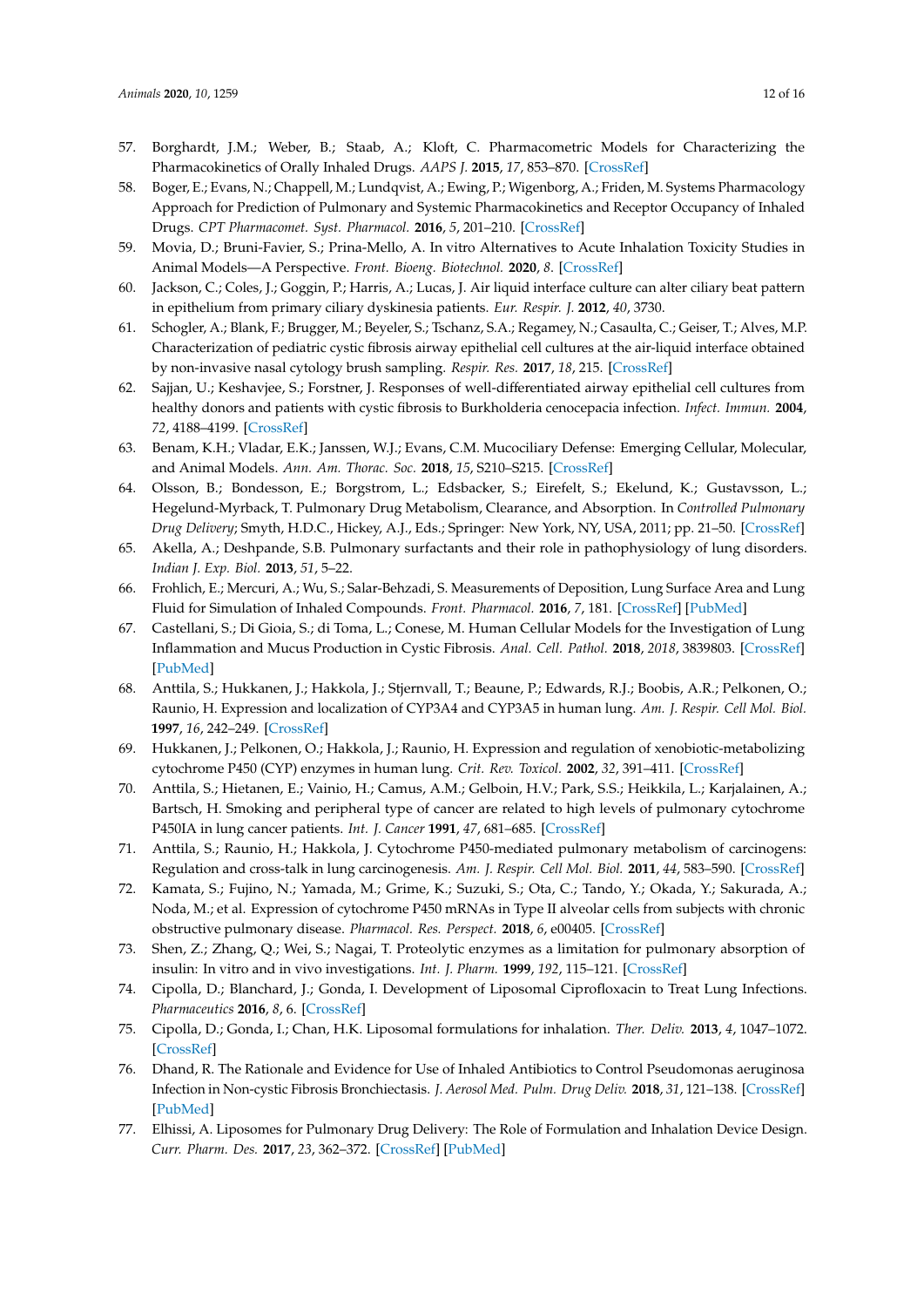57. Borghardt, J.M.; Weber, B.; Staab, A.; Kloft, C. Pharmacometric Models for Characterizing the Pharmacokinetics of Orally Inhaled Drugs. *AAPS J.* **2015**, *17*, 853–870. [CrossRef]
58. Boger, E.; Evans, N.; Chappell, M.; Lundqvist, A.; Ewing, P.; Wigenborg, A.; Friden, M. Systems Pharmacology Approach for Prediction of Pulmonary and Systemic Pharmacokinetics and Receptor Occupancy of Inhaled Drugs. *CPT Pharmacomet. Syst. Pharmacol.* **2016**, *5*, 201–210. [CrossRef]
59. Movia, D.; Bruni-Favier, S.; Prina-Mello, A. In vitro Alternatives to Acute Inhalation Toxicity Studies in Animal Models—A Perspective. *Front. Bioeng. Biotechnol.* **2020**, *8*. [CrossRef]
60. Jackson, C.; Coles, J.; Goggin, P.; Harris, A.; Lucas, J. Air liquid interface culture can alter ciliary beat pattern in epithelium from primary ciliary dyskinesia patients. *Eur. Respir. J.* **2012**, *40*, 3730.
61. Schogler, A.; Blank, F.; Brugger, M.; Beyeler, S.; Tschanz, S.A.; Regamey, N.; Casaulta, C.; Geiser, T.; Alves, M.P. Characterization of pediatric cystic fibrosis airway epithelial cell cultures at the air-liquid interface obtained by non-invasive nasal cytology brush sampling. *Respir. Res.* **2017**, *18*, 215. [CrossRef]
62. Sajjan, U.; Keshavjee, S.; Forstner, J. Responses of well-differentiated airway epithelial cell cultures from healthy donors and patients with cystic fibrosis to Burkholderia cenocepacia infection. *Infect. Immun.* **2004**, *72*, 4188–4199. [CrossRef]
63. Benam, K.H.; Vladar, E.K.; Janssen, W.J.; Evans, C.M. Mucociliary Defense: Emerging Cellular, Molecular, and Animal Models. *Ann. Am. Thorac. Soc.* **2018**, *15*, S210–S215. [CrossRef]
64. Olsson, B.; Bondesson, E.; Borgstrom, L.; Edsbacker, S.; Eirefelt, S.; Ekelund, K.; Gustavsson, L.; Hegelund-Myrback, T. Pulmonary Drug Metabolism, Clearance, and Absorption. In *Controlled Pulmonary Drug Delivery*; Smyth, H.D.C., Hickey, A.J., Eds.; Springer: New York, NY, USA, 2011; pp. 21–50. [CrossRef]
65. Akella, A.; Deshpande, S.B. Pulmonary surfactants and their role in pathophysiology of lung disorders. *Indian J. Exp. Biol.* **2013**, *51*, 5–22.
66. Frohlich, E.; Mercuri, A.; Wu, S.; Salar-Behzadi, S. Measurements of Deposition, Lung Surface Area and Lung Fluid for Simulation of Inhaled Compounds. *Front. Pharmacol.* **2016**, *7*, 181. [CrossRef] [PubMed]
67. Castellani, S.; Di Gioia, S.; di Toma, L.; Conese, M. Human Cellular Models for the Investigation of Lung Inflammation and Mucus Production in Cystic Fibrosis. *Anal. Cell. Pathol.* **2018**, *2018*, 3839803. [CrossRef] [PubMed]
68. Anttila, S.; Hukkanen, J.; Hakkola, J.; Stjernvall, T.; Beaune, P.; Edwards, R.J.; Boobis, A.R.; Pelkonen, O.; Raunio, H. Expression and localization of CYP3A4 and CYP3A5 in human lung. *Am. J. Respir. Cell Mol. Biol.* **1997**, *16*, 242–249. [CrossRef]
69. Hukkanen, J.; Pelkonen, O.; Hakkola, J.; Raunio, H. Expression and regulation of xenobiotic-metabolizing cytochrome P450 (CYP) enzymes in human lung. *Crit. Rev. Toxicol.* **2002**, *32*, 391–411. [CrossRef]
70. Anttila, S.; Hietanen, E.; Vainio, H.; Camus, A.M.; Gelboin, H.V.; Park, S.S.; Heikkila, L.; Karjalainen, A.; Bartsch, H. Smoking and peripheral type of cancer are related to high levels of pulmonary cytochrome P450IA in lung cancer patients. *Int. J. Cancer* **1991**, *47*, 681–685. [CrossRef]
71. Anttila, S.; Raunio, H.; Hakkola, J. Cytochrome P450-mediated pulmonary metabolism of carcinogens: Regulation and cross-talk in lung carcinogenesis. *Am. J. Respir. Cell Mol. Biol.* **2011**, *44*, 583–590. [CrossRef]
72. Kamata, S.; Fujino, N.; Yamada, M.; Grime, K.; Suzuki, S.; Ota, C.; Tando, Y.; Okada, Y.; Sakurada, A.; Noda, M.; et al. Expression of cytochrome P450 mRNAs in Type II alveolar cells from subjects with chronic obstructive pulmonary disease. *Pharmacol. Res. Perspect.* **2018**, *6*, e00405. [CrossRef]
73. Shen, Z.; Zhang, Q.; Wei, S.; Nagai, T. Proteolytic enzymes as a limitation for pulmonary absorption of insulin: In vitro and in vivo investigations. *Int. J. Pharm.* **1999**, *192*, 115–121. [CrossRef]
74. Cipolla, D.; Blanchard, J.; Gonda, I. Development of Liposomal Ciprofloxacin to Treat Lung Infections. *Pharmaceutics* **2016**, *8*, 6. [CrossRef]
75. Cipolla, D.; Gonda, I.; Chan, H.K. Liposomal formulations for inhalation. *Ther. Deliv.* **2013**, *4*, 1047–1072. [CrossRef]
76. Dhand, R. The Rationale and Evidence for Use of Inhaled Antibiotics to Control Pseudomonas aeruginosa Infection in Non-cystic Fibrosis Bronchiectasis. *J. Aerosol Med. Pulm. Drug Deliv.* **2018**, *31*, 121–138. [CrossRef] [PubMed]
77. Elhissi, A. Liposomes for Pulmonary Drug Delivery: The Role of Formulation and Inhalation Device Design. *Curr. Pharm. Des.* **2017**, *23*, 362–372. [CrossRef] [PubMed]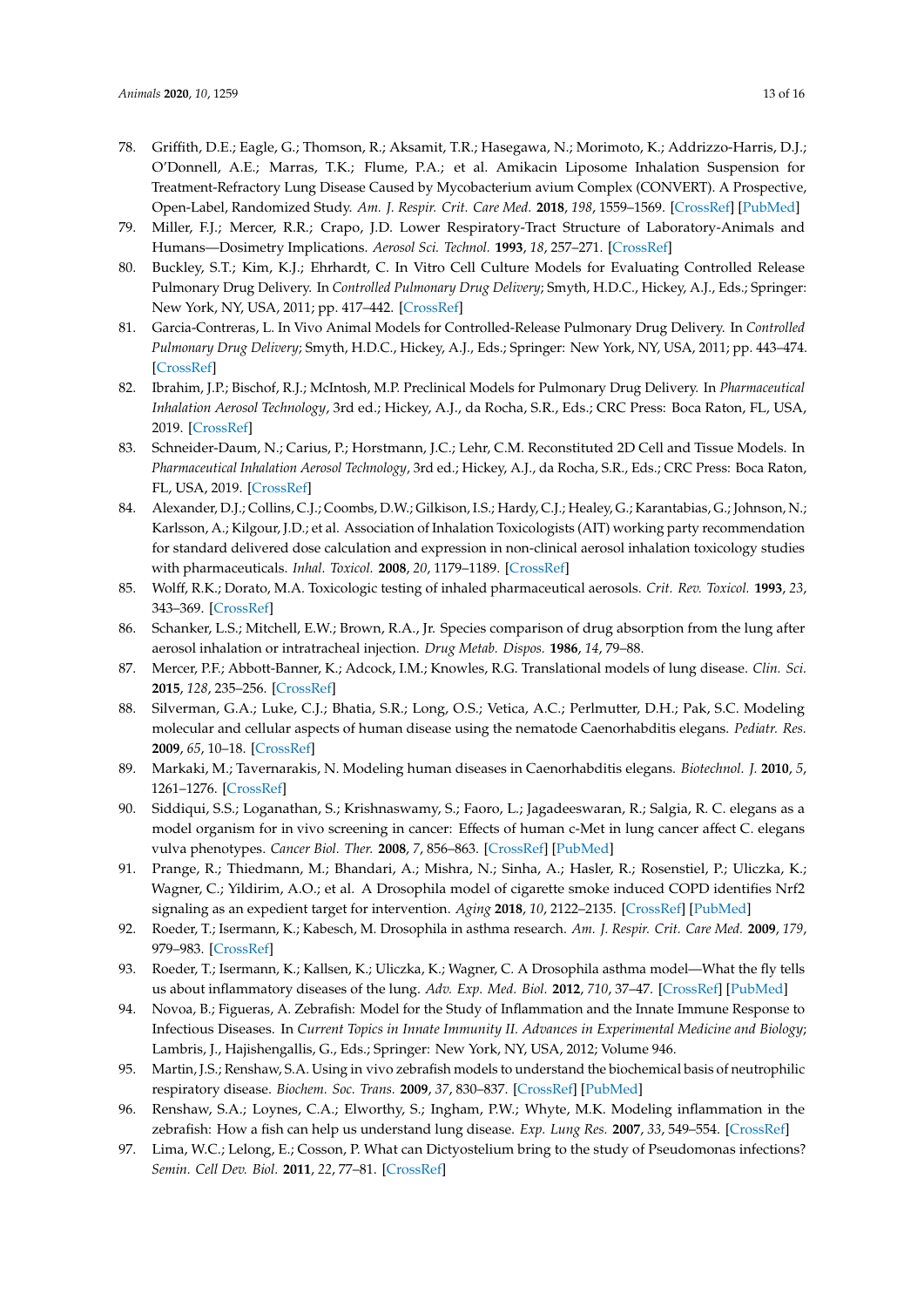78. Griffith, D.E.; Eagle, G.; Thomson, R.; Aksamit, T.R.; Hasegawa, N.; Morimoto, K.; Addrizzo-Harris, D.J.; O'Donnell, A.E.; Marras, T.K.; Flume, P.A.; et al. Amikacin Liposome Inhalation Suspension for Treatment-Refractory Lung Disease Caused by Mycobacterium avium Complex (CONVERT). A Prospective, Open-Label, Randomized Study. *Am. J. Respir. Crit. Care Med.* **2018**, *198*, 1559–1569. [CrossRef] [PubMed]
79. Miller, F.J.; Mercer, R.R.; Crapo, J.D. Lower Respiratory-Tract Structure of Laboratory-Animals and Humans—Dosimetry Implications. *Aerosol Sci. Technol.* **1993**, *18*, 257–271. [CrossRef]
80. Buckley, S.T.; Kim, K.J.; Ehrhardt, C. In Vitro Cell Culture Models for Evaluating Controlled Release Pulmonary Drug Delivery. In *Controlled Pulmonary Drug Delivery*; Smyth, H.D.C., Hickey, A.J., Eds.; Springer: New York, NY, USA, 2011; pp. 417–442. [CrossRef]
81. Garcia-Contreras, L. In Vivo Animal Models for Controlled-Release Pulmonary Drug Delivery. In *Controlled Pulmonary Drug Delivery*; Smyth, H.D.C., Hickey, A.J., Eds.; Springer: New York, NY, USA, 2011; pp. 443–474. [CrossRef]
82. Ibrahim, J.P.; Bischof, R.J.; McIntosh, M.P. Preclinical Models for Pulmonary Drug Delivery. In *Pharmaceutical Inhalation Aerosol Technology*, 3rd ed.; Hickey, A.J., da Rocha, S.R., Eds.; CRC Press: Boca Raton, FL, USA, 2019. [CrossRef]
83. Schneider-Daum, N.; Carius, P.; Horstmann, J.C.; Lehr, C.M. Reconstituted 2D Cell and Tissue Models. In *Pharmaceutical Inhalation Aerosol Technology*, 3rd ed.; Hickey, A.J., da Rocha, S.R., Eds.; CRC Press: Boca Raton, FL, USA, 2019. [CrossRef]
84. Alexander, D.J.; Collins, C.J.; Coombs, D.W.; Gilkison, I.S.; Hardy, C.J.; Healey, G.; Karantabias, G.; Johnson, N.; Karlsson, A.; Kilgour, J.D.; et al. Association of Inhalation Toxicologists (AIT) working party recommendation for standard delivered dose calculation and expression in non-clinical aerosol inhalation toxicology studies with pharmaceuticals. *Inhal. Toxicol.* **2008**, *20*, 1179–1189. [CrossRef]
85. Wolff, R.K.; Dorato, M.A. Toxicologic testing of inhaled pharmaceutical aerosols. *Crit. Rev. Toxicol.* **1993**, *23*, 343–369. [CrossRef]
86. Schanker, L.S.; Mitchell, E.W.; Brown, R.A., Jr. Species comparison of drug absorption from the lung after aerosol inhalation or intratracheal injection. *Drug Metab. Dispos.* **1986**, *14*, 79–88.
87. Mercer, P.F.; Abbott-Banner, K.; Adcock, I.M.; Knowles, R.G. Translational models of lung disease. *Clin. Sci.* **2015**, *128*, 235–256. [CrossRef]
88. Silverman, G.A.; Luke, C.J.; Bhatia, S.R.; Long, O.S.; Vetica, A.C.; Perlmutter, D.H.; Pak, S.C. Modeling molecular and cellular aspects of human disease using the nematode Caenorhabditis elegans. *Pediatr. Res.* **2009**, *65*, 10–18. [CrossRef]
89. Markaki, M.; Tavernarakis, N. Modeling human diseases in Caenorhabditis elegans. *Biotechnol. J.* **2010**, *5*, 1261–1276. [CrossRef]
90. Siddiqui, S.S.; Loganathan, S.; Krishnaswamy, S.; Faoro, L.; Jagadeeswaran, R.; Salgia, R. C. elegans as a model organism for in vivo screening in cancer: Effects of human c-Met in lung cancer affect C. elegans vulva phenotypes. *Cancer Biol. Ther.* **2008**, *7*, 856–863. [CrossRef] [PubMed]
91. Prange, R.; Thiedmann, M.; Bhandari, A.; Mishra, N.; Sinha, A.; Hasler, R.; Rosenstiel, P.; Uliczka, K.; Wagner, C.; Yildirim, A.O.; et al. A Drosophila model of cigarette smoke induced COPD identifies Nrf2 signaling as an expedient target for intervention. *Aging* **2018**, *10*, 2122–2135. [CrossRef] [PubMed]
92. Roeder, T.; Isermann, K.; Kabesch, M. Drosophila in asthma research. *Am. J. Respir. Crit. Care Med.* **2009**, *179*, 979–983. [CrossRef]
93. Roeder, T.; Isermann, K.; Kallsen, K.; Uliczka, K.; Wagner, C. A Drosophila asthma model—What the fly tells us about inflammatory diseases of the lung. *Adv. Exp. Med. Biol.* **2012**, *710*, 37–47. [CrossRef] [PubMed]
94. Novoa, B.; Figueras, A. Zebrafish: Model for the Study of Inflammation and the Innate Immune Response to Infectious Diseases. In *Current Topics in Innate Immunity II. Advances in Experimental Medicine and Biology*; Lambris, J., Hajishengallis, G., Eds.; Springer: New York, NY, USA, 2012; Volume 946.
95. Martin, J.S.; Renshaw, S.A. Using in vivo zebrafish models to understand the biochemical basis of neutrophilic respiratory disease. *Biochem. Soc. Trans.* **2009**, *37*, 830–837. [CrossRef] [PubMed]
96. Renshaw, S.A.; Loynes, C.A.; Elworthy, S.; Ingham, P.W.; Whyte, M.K. Modeling inflammation in the zebrafish: How a fish can help us understand lung disease. *Exp. Lung Res.* **2007**, *33*, 549–554. [CrossRef]
97. Lima, W.C.; Lelong, E.; Cosson, P. What can Dictyostelium bring to the study of Pseudomonas infections? *Semin. Cell Dev. Biol.* **2011**, *22*, 77–81. [CrossRef]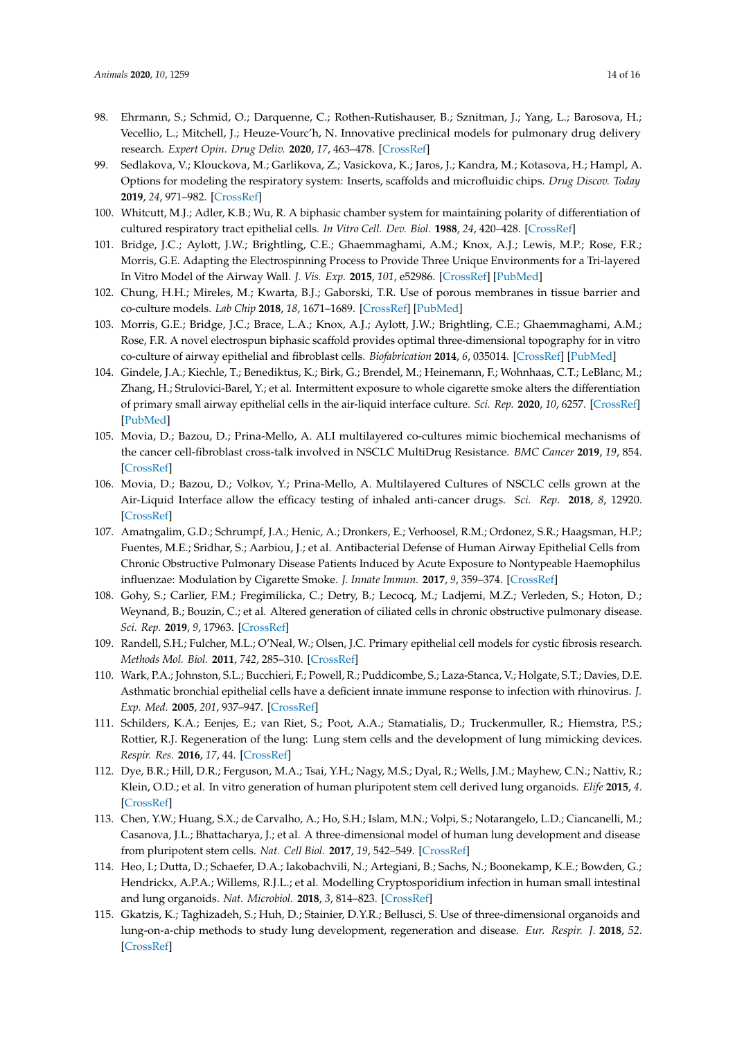98. Ehrmann, S.; Schmid, O.; Darquenne, C.; Rothen-Rutishauser, B.; Sznitman, J.; Yang, L.; Barosova, H.; Vecellio, L.; Mitchell, J.; Heuze-Vourc'h, N. Innovative preclinical models for pulmonary drug delivery research. *Expert Opin. Drug Deliv.* **2020**, *17*, 463–478. [CrossRef]
99. Sedlakova, V.; Klouckova, M.; Garlikova, Z.; Vasickova, K.; Jaros, J.; Kandra, M.; Kotasova, H.; Hampl, A. Options for modeling the respiratory system: Inserts, scaffolds and microfluidic chips. *Drug Discov. Today* **2019**, *24*, 971–982. [CrossRef]
100. Whitcutt, M.J.; Adler, K.B.; Wu, R. A biphasic chamber system for maintaining polarity of differentiation of cultured respiratory tract epithelial cells. *In Vitro Cell. Dev. Biol.* **1988**, *24*, 420–428. [CrossRef]
101. Bridge, J.C.; Aylott, J.W.; Brightling, C.E.; Ghaemmaghami, A.M.; Knox, A.J.; Lewis, M.P.; Rose, F.R.; Morris, G.E. Adapting the Electrospinning Process to Provide Three Unique Environments for a Tri-layered In Vitro Model of the Airway Wall. *J. Vis. Exp.* **2015**, *101*, e52986. [CrossRef] [PubMed]
102. Chung, H.H.; Mireles, M.; Kwarta, B.J.; Gaborski, T.R. Use of porous membranes in tissue barrier and co-culture models. *Lab Chip* **2018**, *18*, 1671–1689. [CrossRef] [PubMed]
103. Morris, G.E.; Bridge, J.C.; Brace, L.A.; Knox, A.J.; Aylott, J.W.; Brightling, C.E.; Ghaemmaghami, A.M.; Rose, F.R. A novel electrospun biphasic scaffold provides optimal three-dimensional topography for in vitro co-culture of airway epithelial and fibroblast cells. *Biofabrication* **2014**, *6*, 035014. [CrossRef] [PubMed]
104. Gindele, J.A.; Kiechle, T.; Benediktus, K.; Birk, G.; Brendel, M.; Heinemann, F.; Wohnhaas, C.T.; LeBlanc, M.; Zhang, H.; Strulovici-Barel, Y.; et al. Intermittent exposure to whole cigarette smoke alters the differentiation of primary small airway epithelial cells in the air-liquid interface culture. *Sci. Rep.* **2020**, *10*, 6257. [CrossRef] [PubMed]
105. Movia, D.; Bazou, D.; Prina-Mello, A. ALI multilayered co-cultures mimic biochemical mechanisms of the cancer cell-fibroblast cross-talk involved in NSCLC MultiDrug Resistance. *BMC Cancer* **2019**, *19*, 854. [CrossRef]
106. Movia, D.; Bazou, D.; Volkov, Y.; Prina-Mello, A. Multilayered Cultures of NSCLC cells grown at the Air-Liquid Interface allow the efficacy testing of inhaled anti-cancer drugs. *Sci. Rep.* **2018**, *8*, 12920. [CrossRef]
107. Amatngalim, G.D.; Schrumpf, J.A.; Henic, A.; Dronkers, E.; Verhoosel, R.M.; Ordonez, S.R.; Haagsman, H.P.; Fuentes, M.E.; Sridhar, S.; Aarbiou, J.; et al. Antibacterial Defense of Human Airway Epithelial Cells from Chronic Obstructive Pulmonary Disease Patients Induced by Acute Exposure to Nontypeable Haemophilus influenzae: Modulation by Cigarette Smoke. *J. Innate Immun.* **2017**, *9*, 359–374. [CrossRef]
108. Gohy, S.; Carlier, F.M.; Fregimilicka, C.; Detry, B.; Lecocq, M.; Ladjemi, M.Z.; Verleden, S.; Hoton, D.; Weynand, B.; Bouzin, C.; et al. Altered generation of ciliated cells in chronic obstructive pulmonary disease. *Sci. Rep.* **2019**, *9*, 17963. [CrossRef]
109. Randell, S.H.; Fulcher, M.L.; O'Neal, W.; Olsen, J.C. Primary epithelial cell models for cystic fibrosis research. *Methods Mol. Biol.* **2011**, *742*, 285–310. [CrossRef]
110. Wark, P.A.; Johnston, S.L.; Bucchieri, F.; Powell, R.; Puddicombe, S.; Laza-Stanca, V.; Holgate, S.T.; Davies, D.E. Asthmatic bronchial epithelial cells have a deficient innate immune response to infection with rhinovirus. *J. Exp. Med.* **2005**, *201*, 937–947. [CrossRef]
111. Schilders, K.A.; Eenjes, E.; van Riet, S.; Poot, A.A.; Stamatialis, D.; Truckenmuller, R.; Hiemstra, P.S.; Rottier, R.J. Regeneration of the lung: Lung stem cells and the development of lung mimicking devices. *Respir. Res.* **2016**, *17*, 44. [CrossRef]
112. Dye, B.R.; Hill, D.R.; Ferguson, M.A.; Tsai, Y.H.; Nagy, M.S.; Dyal, R.; Wells, J.M.; Mayhew, C.N.; Nattiv, R.; Klein, O.D.; et al. In vitro generation of human pluripotent stem cell derived lung organoids. *Elife* **2015**, *4*. [CrossRef]
113. Chen, Y.W.; Huang, S.X.; de Carvalho, A.; Ho, S.H.; Islam, M.N.; Volpi, S.; Notarangelo, L.D.; Ciancanelli, M.; Casanova, J.L.; Bhattacharya, J.; et al. A three-dimensional model of human lung development and disease from pluripotent stem cells. *Nat. Cell Biol.* **2017**, *19*, 542–549. [CrossRef]
114. Heo, I.; Dutta, D.; Schaefer, D.A.; Iakobachvili, N.; Artegiani, B.; Sachs, N.; Boonekamp, K.E.; Bowden, G.; Hendrickx, A.P.A.; Willems, R.J.L.; et al. Modelling Cryptosporidium infection in human small intestinal and lung organoids. *Nat. Microbiol.* **2018**, *3*, 814–823. [CrossRef]
115. Gkatzis, K.; Taghizadeh, S.; Huh, D.; Stainier, D.Y.R.; Bellusci, S. Use of three-dimensional organoids and lung-on-a-chip methods to study lung development, regeneration and disease. *Eur. Respir. J.* **2018**, *52*. [CrossRef]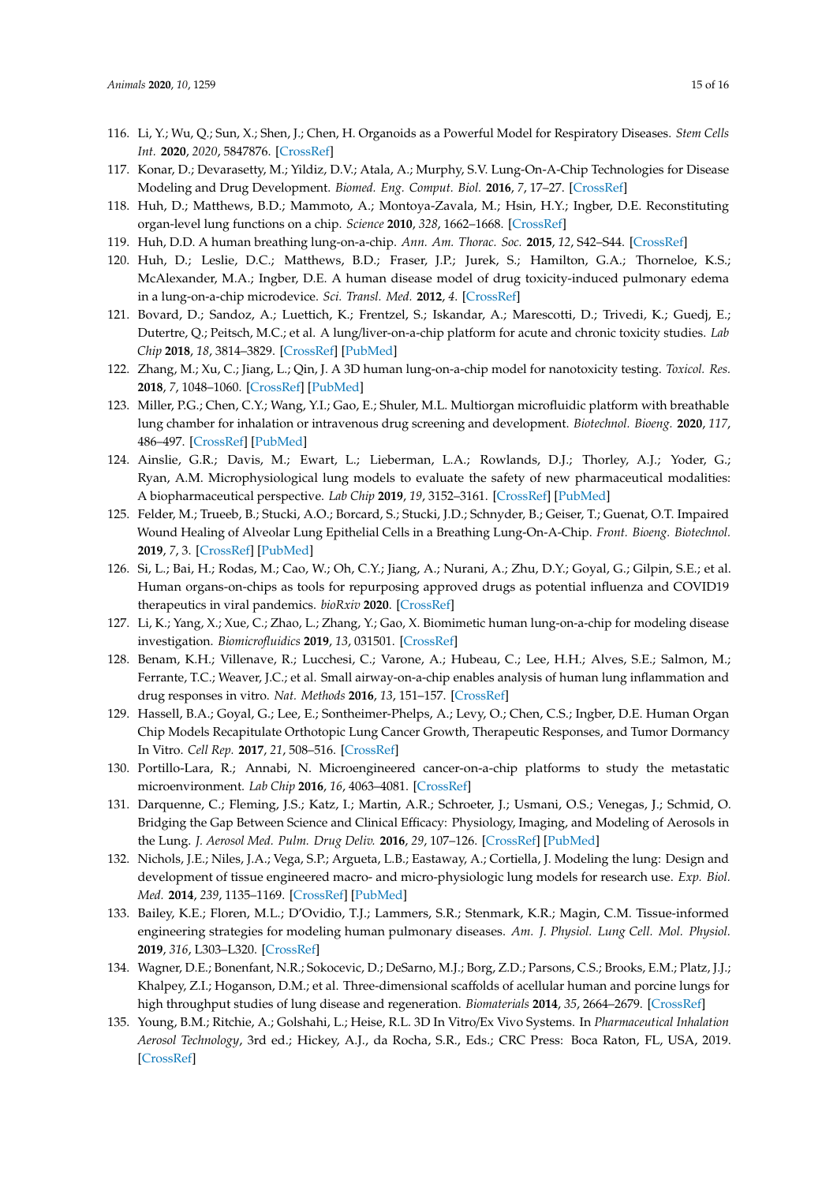116. Li, Y.; Wu, Q.; Sun, X.; Shen, J.; Chen, H. Organoids as a Powerful Model for Respiratory Diseases. *Stem Cells Int.* **2020**, *2020*, 5847876. [CrossRef]
117. Konar, D.; Devarasetty, M.; Yildiz, D.V.; Atala, A.; Murphy, S.V. Lung-On-A-Chip Technologies for Disease Modeling and Drug Development. *Biomed. Eng. Comput. Biol.* **2016**, *7*, 17–27. [CrossRef]
118. Huh, D.; Matthews, B.D.; Mammoto, A.; Montoya-Zavala, M.; Hsin, H.Y.; Ingber, D.E. Reconstituting organ-level lung functions on a chip. *Science* **2010**, *328*, 1662–1668. [CrossRef]
119. Huh, D.D. A human breathing lung-on-a-chip. *Ann. Am. Thorac. Soc.* **2015**, *12*, S42–S44. [CrossRef]
120. Huh, D.; Leslie, D.C.; Matthews, B.D.; Fraser, J.P.; Jurek, S.; Hamilton, G.A.; Thorneloe, K.S.; McAlexander, M.A.; Ingber, D.E. A human disease model of drug toxicity-induced pulmonary edema in a lung-on-a-chip microdevice. *Sci. Transl. Med.* **2012**, *4*. [CrossRef]
121. Bovard, D.; Sandoz, A.; Luettich, K.; Frentzel, S.; Iskandar, A.; Marescotti, D.; Trivedi, K.; Guedj, E.; Dutertre, Q.; Peitsch, M.C.; et al. A lung/liver-on-a-chip platform for acute and chronic toxicity studies. *Lab Chip* **2018**, *18*, 3814–3829. [CrossRef] [PubMed]
122. Zhang, M.; Xu, C.; Jiang, L.; Qin, J. A 3D human lung-on-a-chip model for nanotoxicity testing. *Toxicol. Res.* **2018**, *7*, 1048–1060. [CrossRef] [PubMed]
123. Miller, P.G.; Chen, C.Y.; Wang, Y.I.; Gao, E.; Shuler, M.L. Multiorgan microfluidic platform with breathable lung chamber for inhalation or intravenous drug screening and development. *Biotechnol. Bioeng.* **2020**, *117*, 486–497. [CrossRef] [PubMed]
124. Ainslie, G.R.; Davis, M.; Ewart, L.; Lieberman, L.A.; Rowlands, D.J.; Thorley, A.J.; Yoder, G.; Ryan, A.M. Microphysiological lung models to evaluate the safety of new pharmaceutical modalities: A biopharmaceutical perspective. *Lab Chip* **2019**, *19*, 3152–3161. [CrossRef] [PubMed]
125. Felder, M.; Trueeb, B.; Stucki, A.O.; Borcard, S.; Stucki, J.D.; Schnyder, B.; Geiser, T.; Guenat, O.T. Impaired Wound Healing of Alveolar Lung Epithelial Cells in a Breathing Lung-On-A-Chip. *Front. Bioeng. Biotechnol.* **2019**, *7*, 3. [CrossRef] [PubMed]
126. Si, L.; Bai, H.; Rodas, M.; Cao, W.; Oh, C.Y.; Jiang, A.; Nurani, A.; Zhu, D.Y.; Goyal, G.; Gilpin, S.E.; et al. Human organs-on-chips as tools for repurposing approved drugs as potential influenza and COVID19 therapeutics in viral pandemics. *bioRxiv* **2020**. [CrossRef]
127. Li, K.; Yang, X.; Xue, C.; Zhao, L.; Zhang, Y.; Gao, X. Biomimetic human lung-on-a-chip for modeling disease investigation. *Biomicrofluidics* **2019**, *13*, 031501. [CrossRef]
128. Benam, K.H.; Villenave, R.; Lucchesi, C.; Varone, A.; Hubeau, C.; Lee, H.H.; Alves, S.E.; Salmon, M.; Ferrante, T.C.; Weaver, J.C.; et al. Small airway-on-a-chip enables analysis of human lung inflammation and drug responses in vitro. *Nat. Methods* **2016**, *13*, 151–157. [CrossRef]
129. Hassell, B.A.; Goyal, G.; Lee, E.; Sontheimer-Phelps, A.; Levy, O.; Chen, C.S.; Ingber, D.E. Human Organ Chip Models Recapitulate Orthotopic Lung Cancer Growth, Therapeutic Responses, and Tumor Dormancy In Vitro. *Cell Rep.* **2017**, *21*, 508–516. [CrossRef]
130. Portillo-Lara, R.; Annabi, N. Microengineered cancer-on-a-chip platforms to study the metastatic microenvironment. *Lab Chip* **2016**, *16*, 4063–4081. [CrossRef]
131. Darquenne, C.; Fleming, J.S.; Katz, I.; Martin, A.R.; Schroeter, J.; Usmani, O.S.; Venegas, J.; Schmid, O. Bridging the Gap Between Science and Clinical Efficacy: Physiology, Imaging, and Modeling of Aerosols in the Lung. *J. Aerosol Med. Pulm. Drug Deliv.* **2016**, *29*, 107–126. [CrossRef] [PubMed]
132. Nichols, J.E.; Niles, J.A.; Vega, S.P.; Argueta, L.B.; Eastaway, A.; Cortiella, J. Modeling the lung: Design and development of tissue engineered macro- and micro-physiologic lung models for research use. *Exp. Biol. Med.* **2014**, *239*, 1135–1169. [CrossRef] [PubMed]
133. Bailey, K.E.; Floren, M.L.; D'Ovidio, T.J.; Lammers, S.R.; Stenmark, K.R.; Magin, C.M. Tissue-informed engineering strategies for modeling human pulmonary diseases. *Am. J. Physiol. Lung Cell. Mol. Physiol.* **2019**, *316*, L303–L320. [CrossRef]
134. Wagner, D.E.; Bonenfant, N.R.; Sokocevic, D.; DeSarno, M.J.; Borg, Z.D.; Parsons, C.S.; Brooks, E.M.; Platz, J.J.; Khalpey, Z.I.; Hoganson, D.M.; et al. Three-dimensional scaffolds of acellular human and porcine lungs for high throughput studies of lung disease and regeneration. *Biomaterials* **2014**, *35*, 2664–2679. [CrossRef]
135. Young, B.M.; Ritchie, A.; Golshahi, L.; Heise, R.L. 3D In Vitro/Ex Vivo Systems. In *Pharmaceutical Inhalation Aerosol Technology*, 3rd ed.; Hickey, A.J., da Rocha, S.R., Eds.; CRC Press: Boca Raton, FL, USA, 2019. [CrossRef]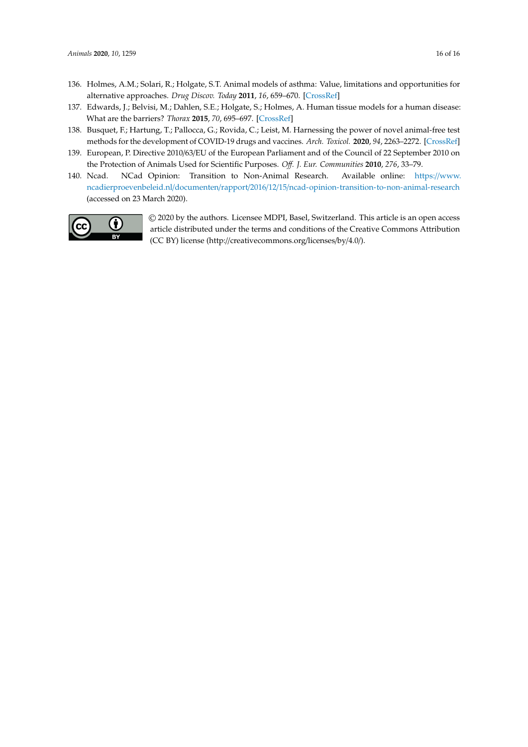136. Holmes, A.M.; Solari, R.; Holgate, S.T. Animal models of asthma: Value, limitations and opportunities for alternative approaches. *Drug Discov. Today* **2011**, *16*, 659–670. [CrossRef]
137. Edwards, J.; Belvisi, M.; Dahlen, S.E.; Holgate, S.; Holmes, A. Human tissue models for a human disease: What are the barriers? *Thorax* **2015**, *70*, 695–697. [CrossRef]
138. Busquet, F.; Hartung, T.; Pallocca, G.; Rovida, C.; Leist, M. Harnessing the power of novel animal-free test methods for the development of COVID-19 drugs and vaccines. *Arch. Toxicol.* **2020**, *94*, 2263–2272. [CrossRef]
139. European, P. Directive 2010/63/EU of the European Parliament and of the Council of 22 September 2010 on the Protection of Animals Used for Scientific Purposes. *Off. J. Eur. Communities* **2010**, *276*, 33–79.
140. Ncad. NCad Opinion: Transition to Non-Animal Research. Available online: https://www.ncadierproevenbeleid.nl/documenten/rapport/2016/12/15/ncad-opinion-transition-to-non-animal-research (accessed on 23 March 2020).

© 2020 by the authors. Licensee MDPI, Basel, Switzerland. This article is an open access article distributed under the terms and conditions of the Creative Commons Attribution (CC BY) license (http://creativecommons.org/licenses/by/4.0/).